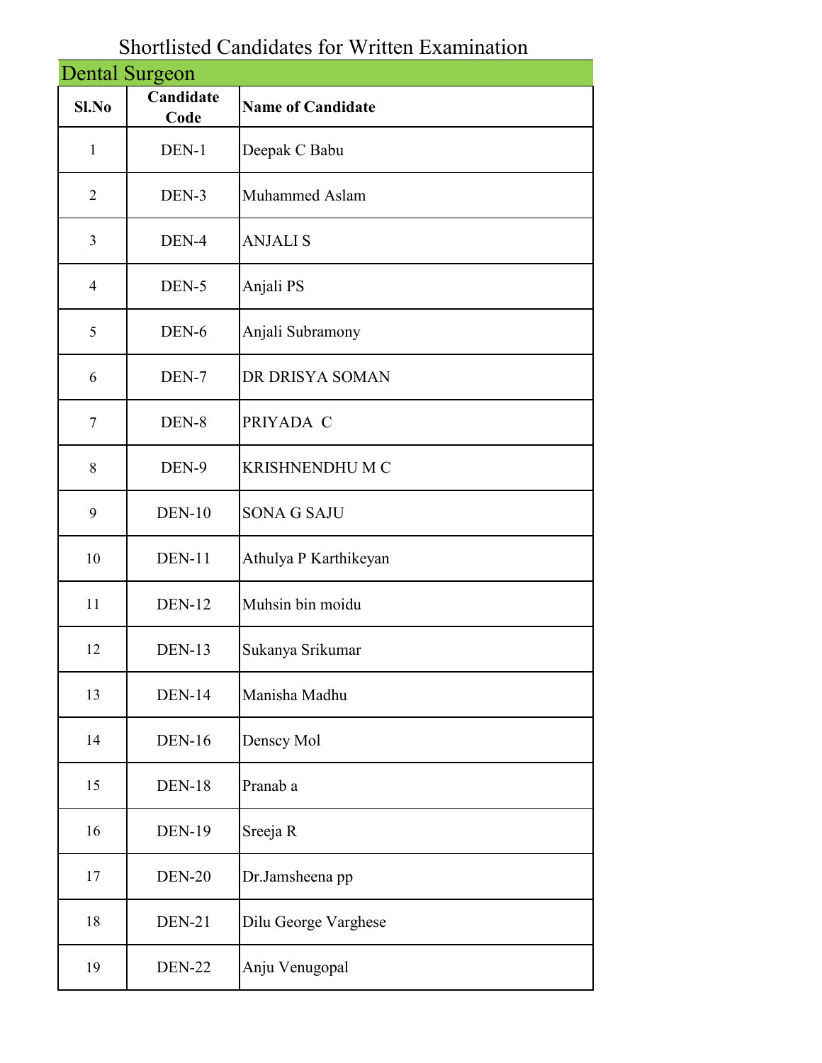# Shortlisted Candidates for Written Examination

## Dental Surgeon

| Sl.No | Candidate Code | Name of Candidate |
|---|---|---|
| 1 | DEN-1 | Deepak C Babu |
| 2 | DEN-3 | Muhammed Aslam |
| 3 | DEN-4 | ANJALI S |
| 4 | DEN-5 | Anjali PS |
| 5 | DEN-6 | Anjali Subramony |
| 6 | DEN-7 | DR DRISYA SOMAN |
| 7 | DEN-8 | PRIYADA C |
| 8 | DEN-9 | KRISHNENDHU M C |
| 9 | DEN-10 | SONA G SAJU |
| 10 | DEN-11 | Athulya P Karthikeyan |
| 11 | DEN-12 | Muhsin bin moidu |
| 12 | DEN-13 | Sukanya Srikumar |
| 13 | DEN-14 | Manisha Madhu |
| 14 | DEN-16 | Denscy Mol |
| 15 | DEN-18 | Pranab a |
| 16 | DEN-19 | Sreeja R |
| 17 | DEN-20 | Dr.Jamsheena pp |
| 18 | DEN-21 | Dilu George Varghese |
| 19 | DEN-22 | Anju Venugopal |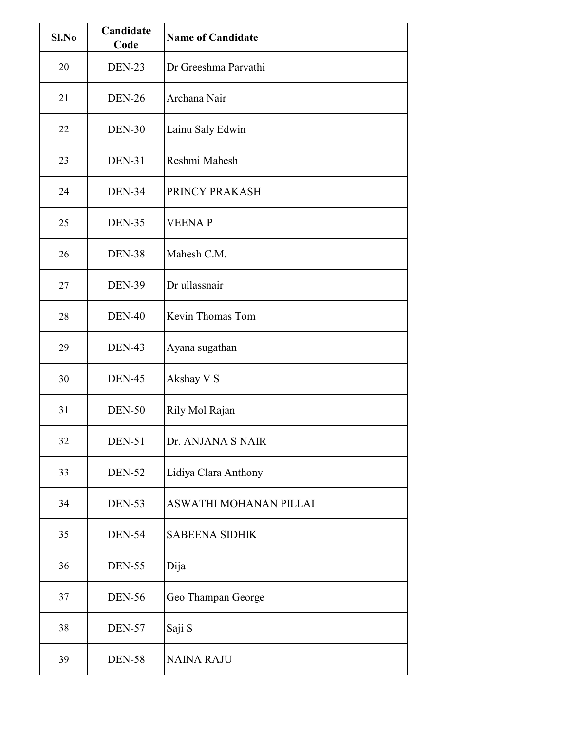| Sl.No | Candidate Code | Name of Candidate |
|---|---|---|
| 20 | DEN-23 | Dr Greeshma Parvathi |
| 21 | DEN-26 | Archana Nair |
| 22 | DEN-30 | Lainu Saly Edwin |
| 23 | DEN-31 | Reshmi Mahesh |
| 24 | DEN-34 | PRINCY PRAKASH |
| 25 | DEN-35 | VEENA P |
| 26 | DEN-38 | Mahesh C.M. |
| 27 | DEN-39 | Dr ullassnair |
| 28 | DEN-40 | Kevin Thomas Tom |
| 29 | DEN-43 | Ayana sugathan |
| 30 | DEN-45 | Akshay V S |
| 31 | DEN-50 | Rily Mol Rajan |
| 32 | DEN-51 | Dr. ANJANA S NAIR |
| 33 | DEN-52 | Lidiya Clara Anthony |
| 34 | DEN-53 | ASWATHI MOHANAN PILLAI |
| 35 | DEN-54 | SABEENA SIDHIK |
| 36 | DEN-55 | Dija |
| 37 | DEN-56 | Geo Thampan George |
| 38 | DEN-57 | Saji S |
| 39 | DEN-58 | NAINA RAJU |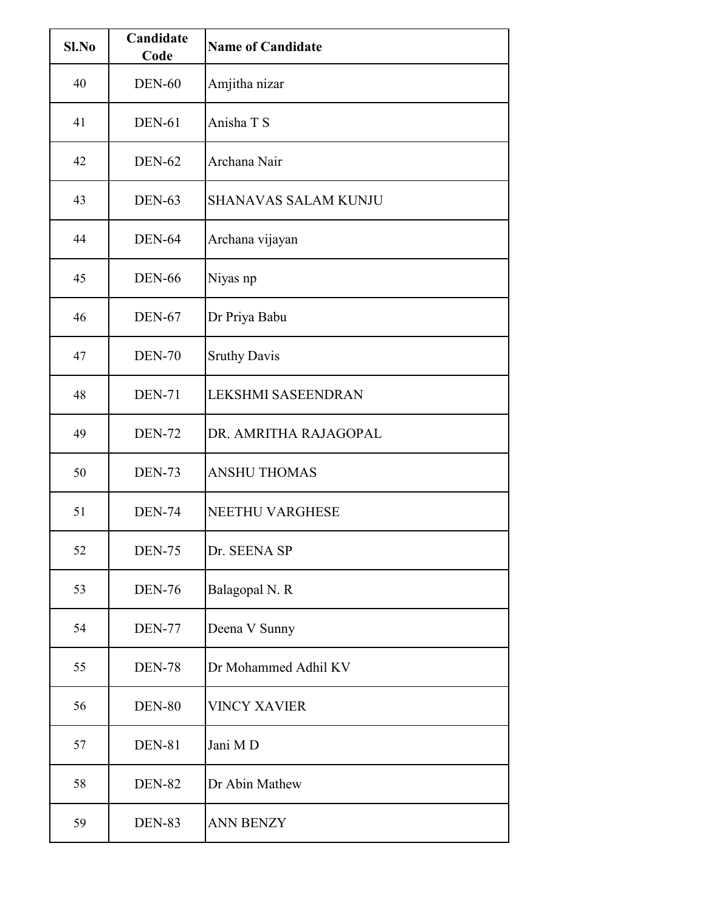| Sl.No | Candidate Code | Name of Candidate |
|---|---|---|
| 40 | DEN-60 | Amjitha nizar |
| 41 | DEN-61 | Anisha T S |
| 42 | DEN-62 | Archana Nair |
| 43 | DEN-63 | SHANAVAS SALAM KUNJU |
| 44 | DEN-64 | Archana vijayan |
| 45 | DEN-66 | Niyas np |
| 46 | DEN-67 | Dr Priya Babu |
| 47 | DEN-70 | Sruthy Davis |
| 48 | DEN-71 | LEKSHMI SASEENDRAN |
| 49 | DEN-72 | DR. AMRITHA RAJAGOPAL |
| 50 | DEN-73 | ANSHU THOMAS |
| 51 | DEN-74 | NEETHU VARGHESE |
| 52 | DEN-75 | Dr. SEENA SP |
| 53 | DEN-76 | Balagopal N. R |
| 54 | DEN-77 | Deena V Sunny |
| 55 | DEN-78 | Dr Mohammed Adhil KV |
| 56 | DEN-80 | VINCY XAVIER |
| 57 | DEN-81 | Jani M D |
| 58 | DEN-82 | Dr Abin Mathew |
| 59 | DEN-83 | ANN BENZY |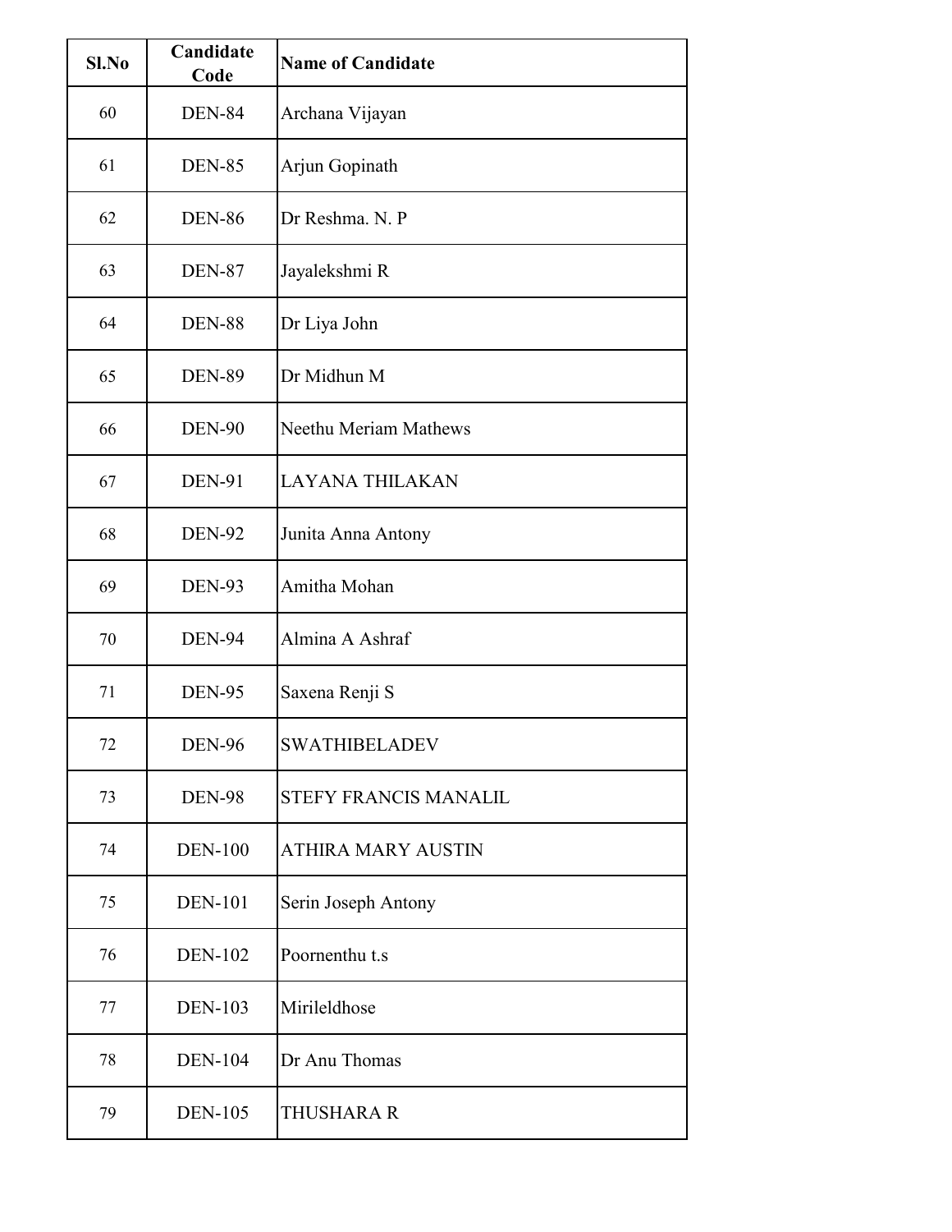| Sl.No | Candidate Code | Name of Candidate |
|---|---|---|
| 60 | DEN-84 | Archana Vijayan |
| 61 | DEN-85 | Arjun Gopinath |
| 62 | DEN-86 | Dr Reshma. N. P |
| 63 | DEN-87 | Jayalekshmi R |
| 64 | DEN-88 | Dr Liya John |
| 65 | DEN-89 | Dr Midhun M |
| 66 | DEN-90 | Neethu Meriam Mathews |
| 67 | DEN-91 | LAYANA THILAKAN |
| 68 | DEN-92 | Junita Anna Antony |
| 69 | DEN-93 | Amitha Mohan |
| 70 | DEN-94 | Almina A Ashraf |
| 71 | DEN-95 | Saxena Renji S |
| 72 | DEN-96 | SWATHIBELADEV |
| 73 | DEN-98 | STEFY FRANCIS MANALIL |
| 74 | DEN-100 | ATHIRA MARY AUSTIN |
| 75 | DEN-101 | Serin Joseph Antony |
| 76 | DEN-102 | Poornenthu t.s |
| 77 | DEN-103 | Mirileldhose |
| 78 | DEN-104 | Dr Anu Thomas |
| 79 | DEN-105 | THUSHARA R |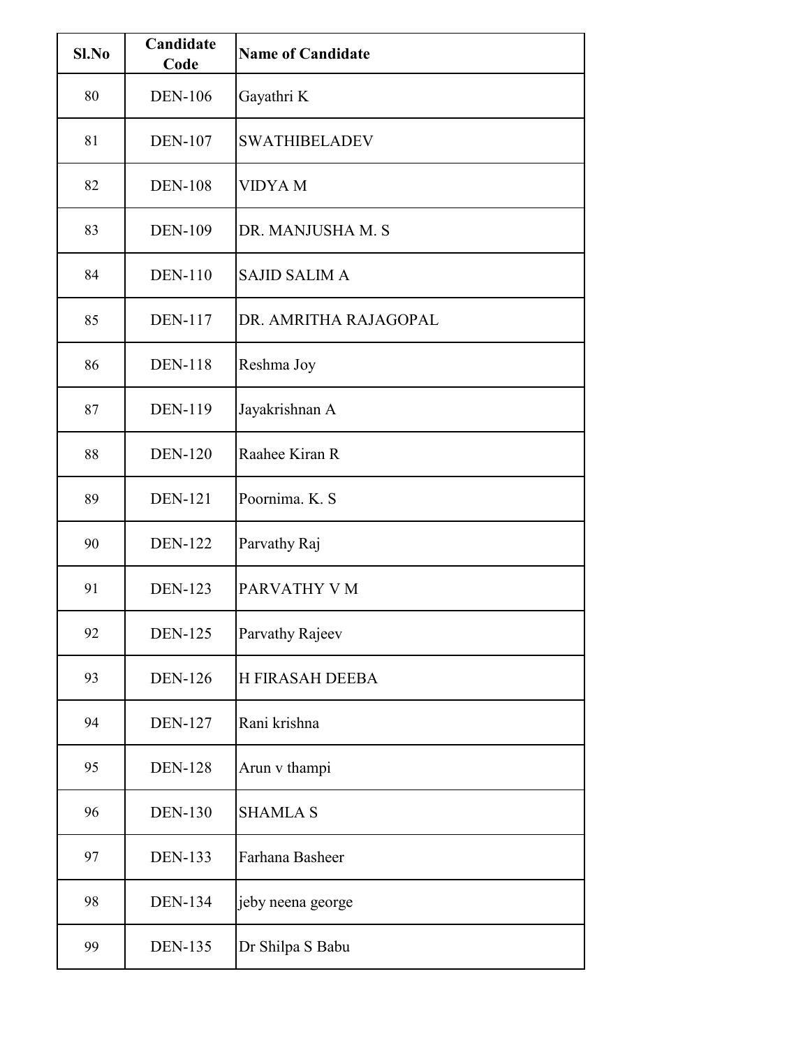| Sl.No | Candidate Code | Name of Candidate |
|---|---|---|
| 80 | DEN-106 | Gayathri K |
| 81 | DEN-107 | SWATHIBELADEV |
| 82 | DEN-108 | VIDYA M |
| 83 | DEN-109 | DR. MANJUSHA M. S |
| 84 | DEN-110 | SAJID SALIM A |
| 85 | DEN-117 | DR. AMRITHA RAJAGOPAL |
| 86 | DEN-118 | Reshma Joy |
| 87 | DEN-119 | Jayakrishnan A |
| 88 | DEN-120 | Raahee Kiran R |
| 89 | DEN-121 | Poornima. K. S |
| 90 | DEN-122 | Parvathy Raj |
| 91 | DEN-123 | PARVATHY V M |
| 92 | DEN-125 | Parvathy Rajeev |
| 93 | DEN-126 | H FIRASAH DEEBA |
| 94 | DEN-127 | Rani krishna |
| 95 | DEN-128 | Arun v thampi |
| 96 | DEN-130 | SHAMLA S |
| 97 | DEN-133 | Farhana Basheer |
| 98 | DEN-134 | jeby neena george |
| 99 | DEN-135 | Dr Shilpa S Babu |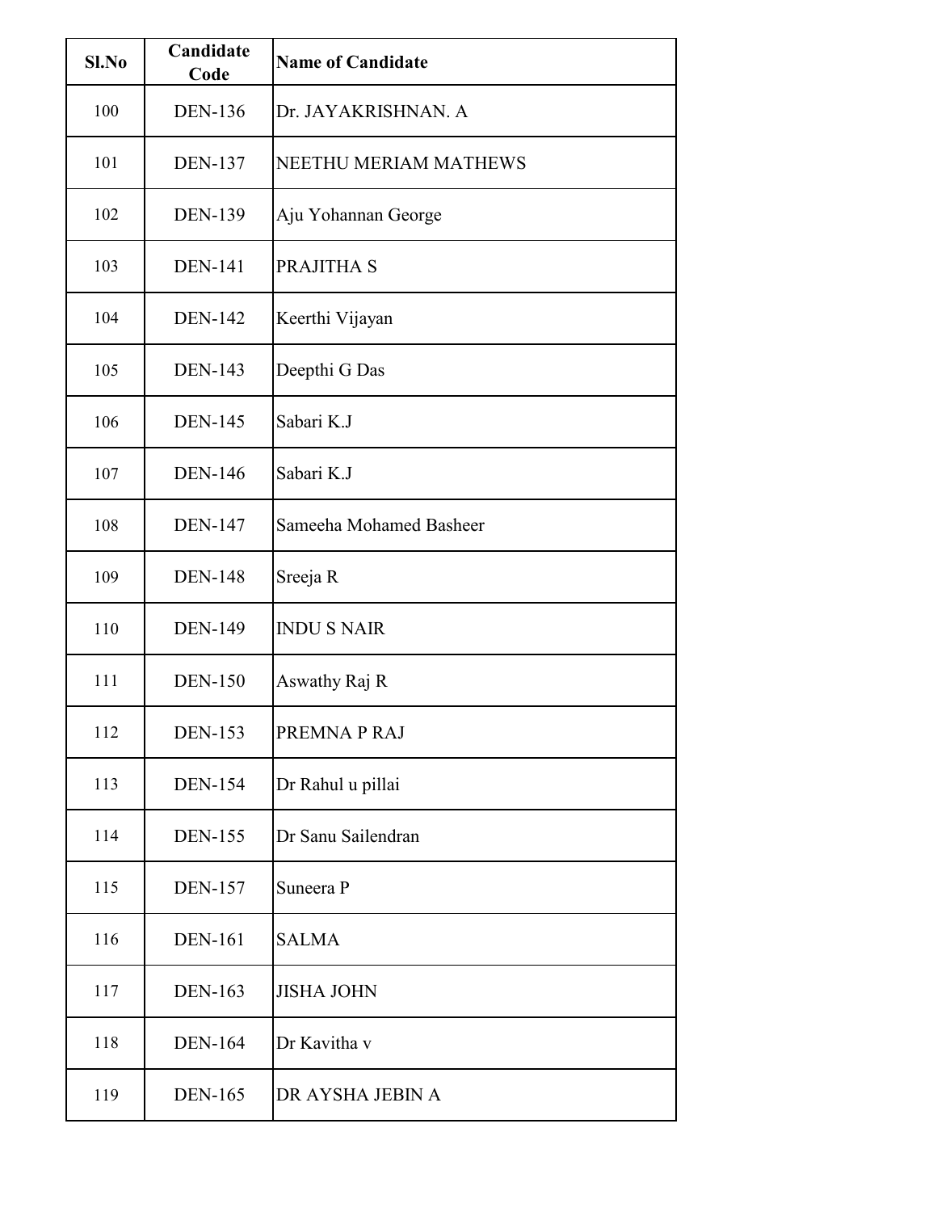| Sl.No | Candidate Code | Name of Candidate |
|---|---|---|
| 100 | DEN-136 | Dr. JAYAKRISHNAN. A |
| 101 | DEN-137 | NEETHU MERIAM MATHEWS |
| 102 | DEN-139 | Aju Yohannan George |
| 103 | DEN-141 | PRAJITHA S |
| 104 | DEN-142 | Keerthi Vijayan |
| 105 | DEN-143 | Deepthi G Das |
| 106 | DEN-145 | Sabari K.J |
| 107 | DEN-146 | Sabari K.J |
| 108 | DEN-147 | Sameeha Mohamed Basheer |
| 109 | DEN-148 | Sreeja R |
| 110 | DEN-149 | INDU S NAIR |
| 111 | DEN-150 | Aswathy Raj R |
| 112 | DEN-153 | PREMNA P RAJ |
| 113 | DEN-154 | Dr Rahul u pillai |
| 114 | DEN-155 | Dr Sanu Sailendran |
| 115 | DEN-157 | Suneera P |
| 116 | DEN-161 | SALMA |
| 117 | DEN-163 | JISHA JOHN |
| 118 | DEN-164 | Dr Kavitha v |
| 119 | DEN-165 | DR AYSHA JEBIN A |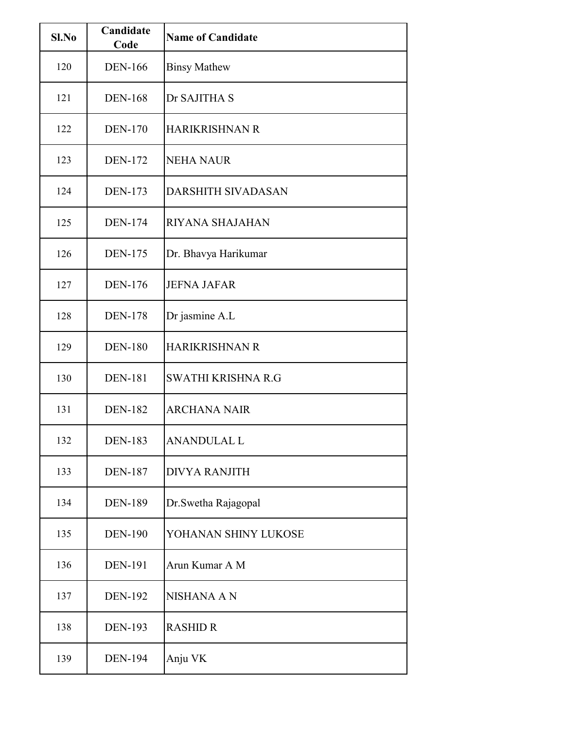| Sl.No | Candidate Code | Name of Candidate |
|---|---|---|
| 120 | DEN-166 | Binsy Mathew |
| 121 | DEN-168 | Dr SAJITHA S |
| 122 | DEN-170 | HARIKRISHNAN R |
| 123 | DEN-172 | NEHA NAUR |
| 124 | DEN-173 | DARSHITH SIVADASAN |
| 125 | DEN-174 | RIYANA SHAJAHAN |
| 126 | DEN-175 | Dr. Bhavya Harikumar |
| 127 | DEN-176 | JEFNA JAFAR |
| 128 | DEN-178 | Dr jasmine A.L |
| 129 | DEN-180 | HARIKRISHNAN R |
| 130 | DEN-181 | SWATHI KRISHNA R.G |
| 131 | DEN-182 | ARCHANA NAIR |
| 132 | DEN-183 | ANANDULAL L |
| 133 | DEN-187 | DIVYA RANJITH |
| 134 | DEN-189 | Dr.Swetha Rajagopal |
| 135 | DEN-190 | YOHANAN SHINY LUKOSE |
| 136 | DEN-191 | Arun Kumar A M |
| 137 | DEN-192 | NISHANA A N |
| 138 | DEN-193 | RASHID R |
| 139 | DEN-194 | Anju VK |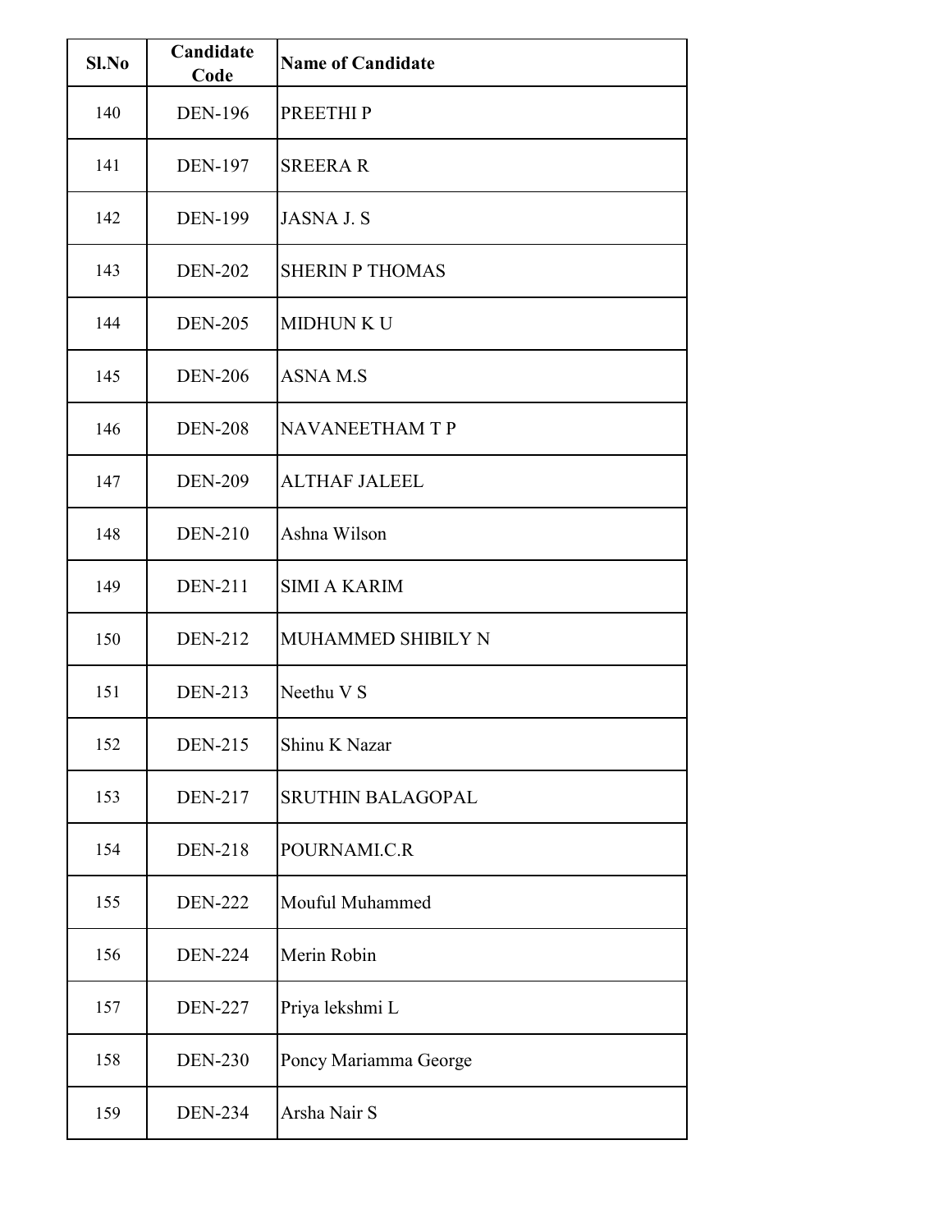| Sl.No | Candidate Code | Name of Candidate |
|---|---|---|
| 140 | DEN-196 | PREETHI P |
| 141 | DEN-197 | SREERA R |
| 142 | DEN-199 | JASNA J. S |
| 143 | DEN-202 | SHERIN P THOMAS |
| 144 | DEN-205 | MIDHUN K U |
| 145 | DEN-206 | ASNA M.S |
| 146 | DEN-208 | NAVANEETHAM T P |
| 147 | DEN-209 | ALTHAF JALEEL |
| 148 | DEN-210 | Ashna Wilson |
| 149 | DEN-211 | SIMI A KARIM |
| 150 | DEN-212 | MUHAMMED SHIBILY N |
| 151 | DEN-213 | Neethu V S |
| 152 | DEN-215 | Shinu K Nazar |
| 153 | DEN-217 | SRUTHIN BALAGOPAL |
| 154 | DEN-218 | POURNAMI.C.R |
| 155 | DEN-222 | Mouful Muhammed |
| 156 | DEN-224 | Merin Robin |
| 157 | DEN-227 | Priya lekshmi L |
| 158 | DEN-230 | Poncy Mariamma George |
| 159 | DEN-234 | Arsha Nair S |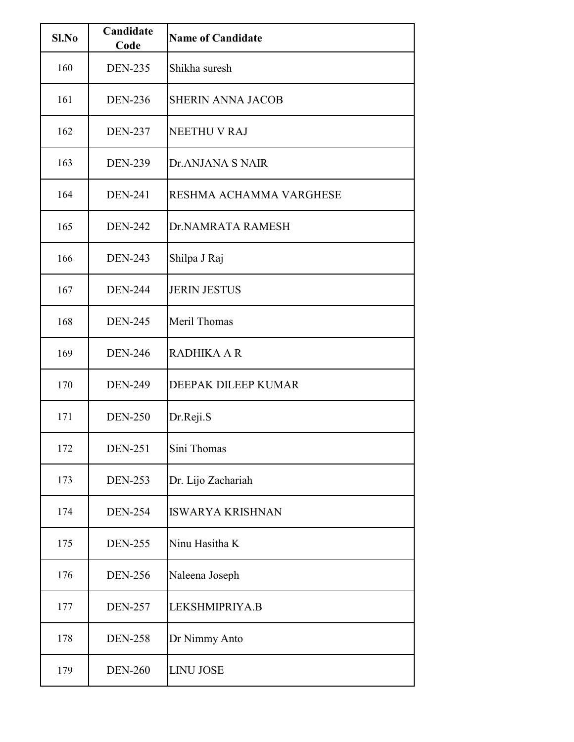| Sl.No | Candidate Code | Name of Candidate |
|---|---|---|
| 160 | DEN-235 | Shikha suresh |
| 161 | DEN-236 | SHERIN ANNA JACOB |
| 162 | DEN-237 | NEETHU V RAJ |
| 163 | DEN-239 | Dr.ANJANA S NAIR |
| 164 | DEN-241 | RESHMA ACHAMMA VARGHESE |
| 165 | DEN-242 | Dr.NAMRATA RAMESH |
| 166 | DEN-243 | Shilpa J Raj |
| 167 | DEN-244 | JERIN JESTUS |
| 168 | DEN-245 | Meril Thomas |
| 169 | DEN-246 | RADHIKA A R |
| 170 | DEN-249 | DEEPAK DILEEP KUMAR |
| 171 | DEN-250 | Dr.Reji.S |
| 172 | DEN-251 | Sini Thomas |
| 173 | DEN-253 | Dr. Lijo Zachariah |
| 174 | DEN-254 | ISWARYA KRISHNAN |
| 175 | DEN-255 | Ninu Hasitha K |
| 176 | DEN-256 | Naleena Joseph |
| 177 | DEN-257 | LEKSHMIPRIYA.B |
| 178 | DEN-258 | Dr Nimmy Anto |
| 179 | DEN-260 | LINU JOSE |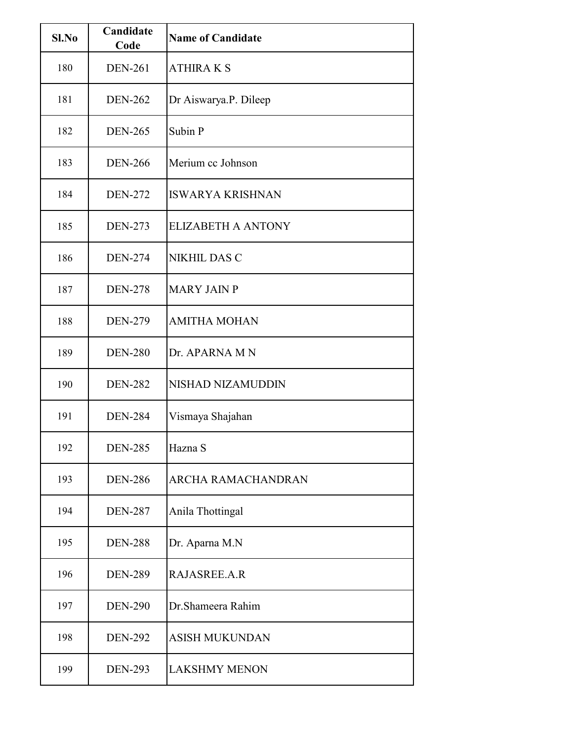| Sl.No | Candidate Code | Name of Candidate |
|---|---|---|
| 180 | DEN-261 | ATHIRA K S |
| 181 | DEN-262 | Dr Aiswarya.P. Dileep |
| 182 | DEN-265 | Subin P |
| 183 | DEN-266 | Merium cc Johnson |
| 184 | DEN-272 | ISWARYA KRISHNAN |
| 185 | DEN-273 | ELIZABETH A ANTONY |
| 186 | DEN-274 | NIKHIL DAS C |
| 187 | DEN-278 | MARY JAIN P |
| 188 | DEN-279 | AMITHA MOHAN |
| 189 | DEN-280 | Dr. APARNA M N |
| 190 | DEN-282 | NISHAD NIZAMUDDIN |
| 191 | DEN-284 | Vismaya Shajahan |
| 192 | DEN-285 | Hazna S |
| 193 | DEN-286 | ARCHA RAMACHANDRAN |
| 194 | DEN-287 | Anila Thottingal |
| 195 | DEN-288 | Dr. Aparna M.N |
| 196 | DEN-289 | RAJASREE.A.R |
| 197 | DEN-290 | Dr.Shameera Rahim |
| 198 | DEN-292 | ASISH MUKUNDAN |
| 199 | DEN-293 | LAKSHMY MENON |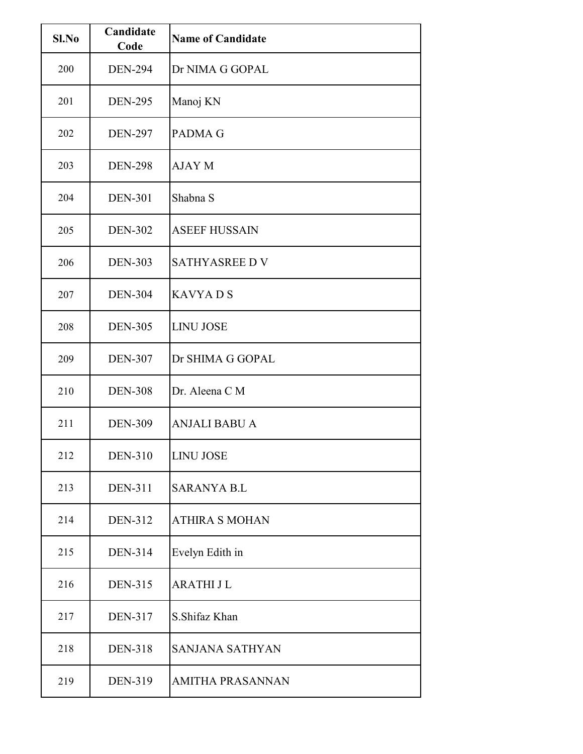| Sl.No | Candidate Code | Name of Candidate |
| --- | --- | --- |
| 200 | DEN-294 | Dr NIMA G GOPAL |
| 201 | DEN-295 | Manoj KN |
| 202 | DEN-297 | PADMA G |
| 203 | DEN-298 | AJAY M |
| 204 | DEN-301 | Shabna S |
| 205 | DEN-302 | ASEEF HUSSAIN |
| 206 | DEN-303 | SATHYASREE D V |
| 207 | DEN-304 | KAVYA D S |
| 208 | DEN-305 | LINU JOSE |
| 209 | DEN-307 | Dr SHIMA G GOPAL |
| 210 | DEN-308 | Dr. Aleena C M |
| 211 | DEN-309 | ANJALI BABU A |
| 212 | DEN-310 | LINU JOSE |
| 213 | DEN-311 | SARANYA B.L |
| 214 | DEN-312 | ATHIRA S MOHAN |
| 215 | DEN-314 | Evelyn Edith in |
| 216 | DEN-315 | ARATHI J L |
| 217 | DEN-317 | S.Shifaz Khan |
| 218 | DEN-318 | SANJANA SATHYAN |
| 219 | DEN-319 | AMITHA PRASANNAN |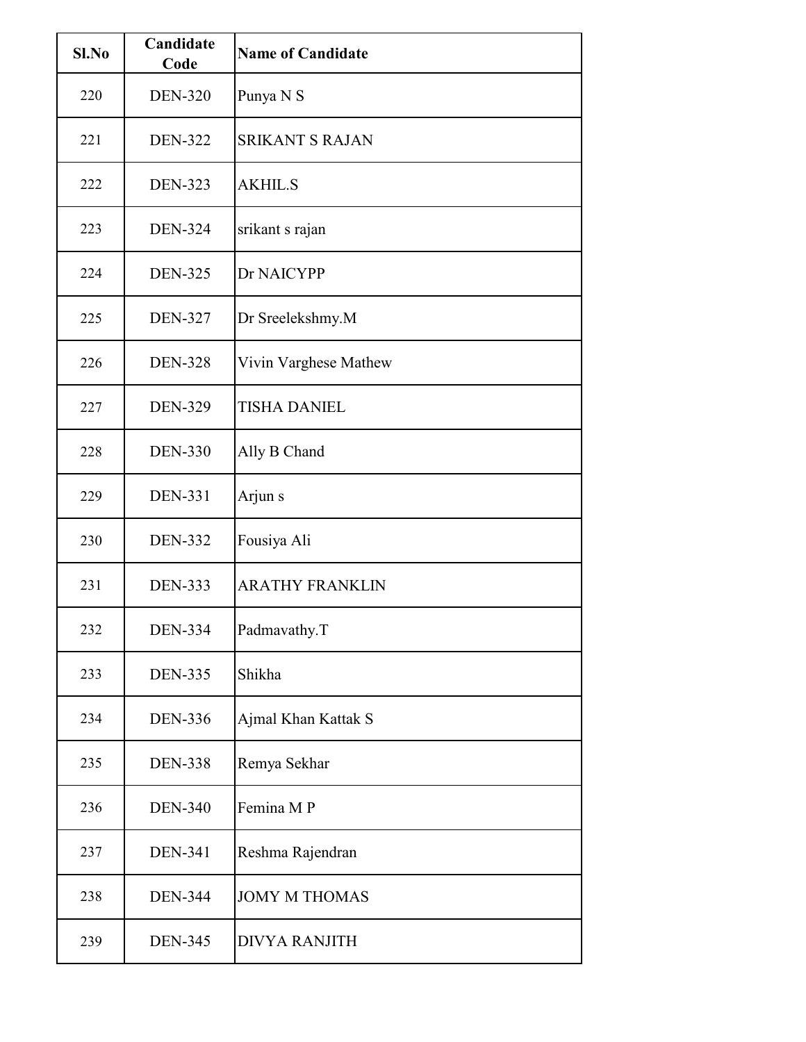| Sl.No | Candidate Code | Name of Candidate |
|---|---|---|
| 220 | DEN-320 | Punya N S |
| 221 | DEN-322 | SRIKANT S RAJAN |
| 222 | DEN-323 | AKHIL.S |
| 223 | DEN-324 | srikant s rajan |
| 224 | DEN-325 | Dr NAICYPP |
| 225 | DEN-327 | Dr Sreelekshmy.M |
| 226 | DEN-328 | Vivin Varghese Mathew |
| 227 | DEN-329 | TISHA DANIEL |
| 228 | DEN-330 | Ally B Chand |
| 229 | DEN-331 | Arjun s |
| 230 | DEN-332 | Fousiya Ali |
| 231 | DEN-333 | ARATHY FRANKLIN |
| 232 | DEN-334 | Padmavathy.T |
| 233 | DEN-335 | Shikha |
| 234 | DEN-336 | Ajmal Khan Kattak S |
| 235 | DEN-338 | Remya Sekhar |
| 236 | DEN-340 | Femina M P |
| 237 | DEN-341 | Reshma Rajendran |
| 238 | DEN-344 | JOMY M THOMAS |
| 239 | DEN-345 | DIVYA RANJITH |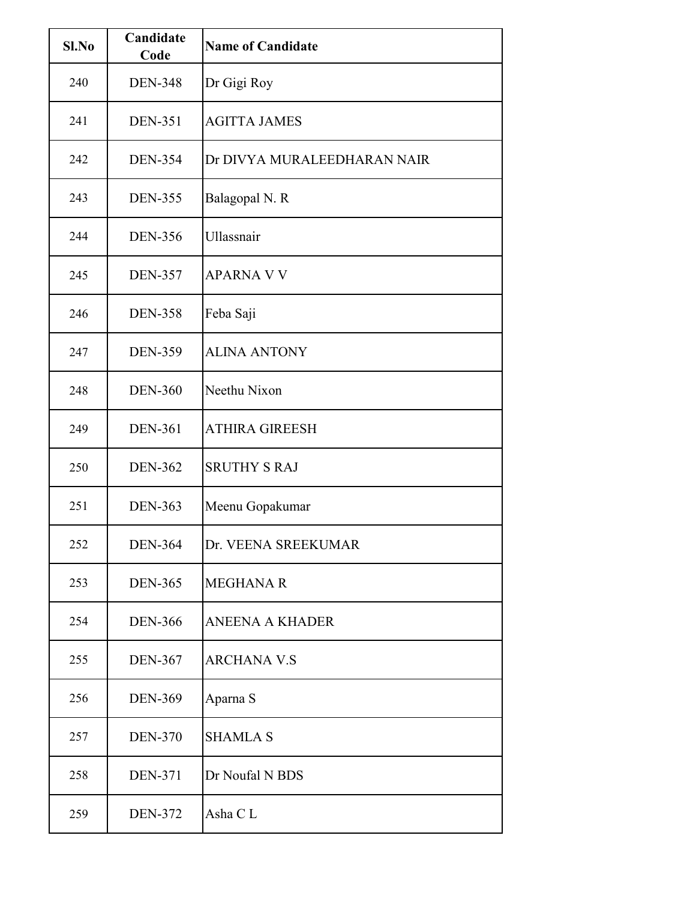| Sl.No | Candidate Code | Name of Candidate |
|---|---|---|
| 240 | DEN-348 | Dr Gigi Roy |
| 241 | DEN-351 | AGITTA JAMES |
| 242 | DEN-354 | Dr DIVYA MURALEEDHARAN NAIR |
| 243 | DEN-355 | Balagopal N. R |
| 244 | DEN-356 | Ullassnair |
| 245 | DEN-357 | APARNA V V |
| 246 | DEN-358 | Feba Saji |
| 247 | DEN-359 | ALINA ANTONY |
| 248 | DEN-360 | Neethu Nixon |
| 249 | DEN-361 | ATHIRA GIREESH |
| 250 | DEN-362 | SRUTHY S RAJ |
| 251 | DEN-363 | Meenu Gopakumar |
| 252 | DEN-364 | Dr. VEENA SREEKUMAR |
| 253 | DEN-365 | MEGHANA R |
| 254 | DEN-366 | ANEENA A KHADER |
| 255 | DEN-367 | ARCHANA V.S |
| 256 | DEN-369 | Aparna S |
| 257 | DEN-370 | SHAMLA S |
| 258 | DEN-371 | Dr Noufal N BDS |
| 259 | DEN-372 | Asha C L |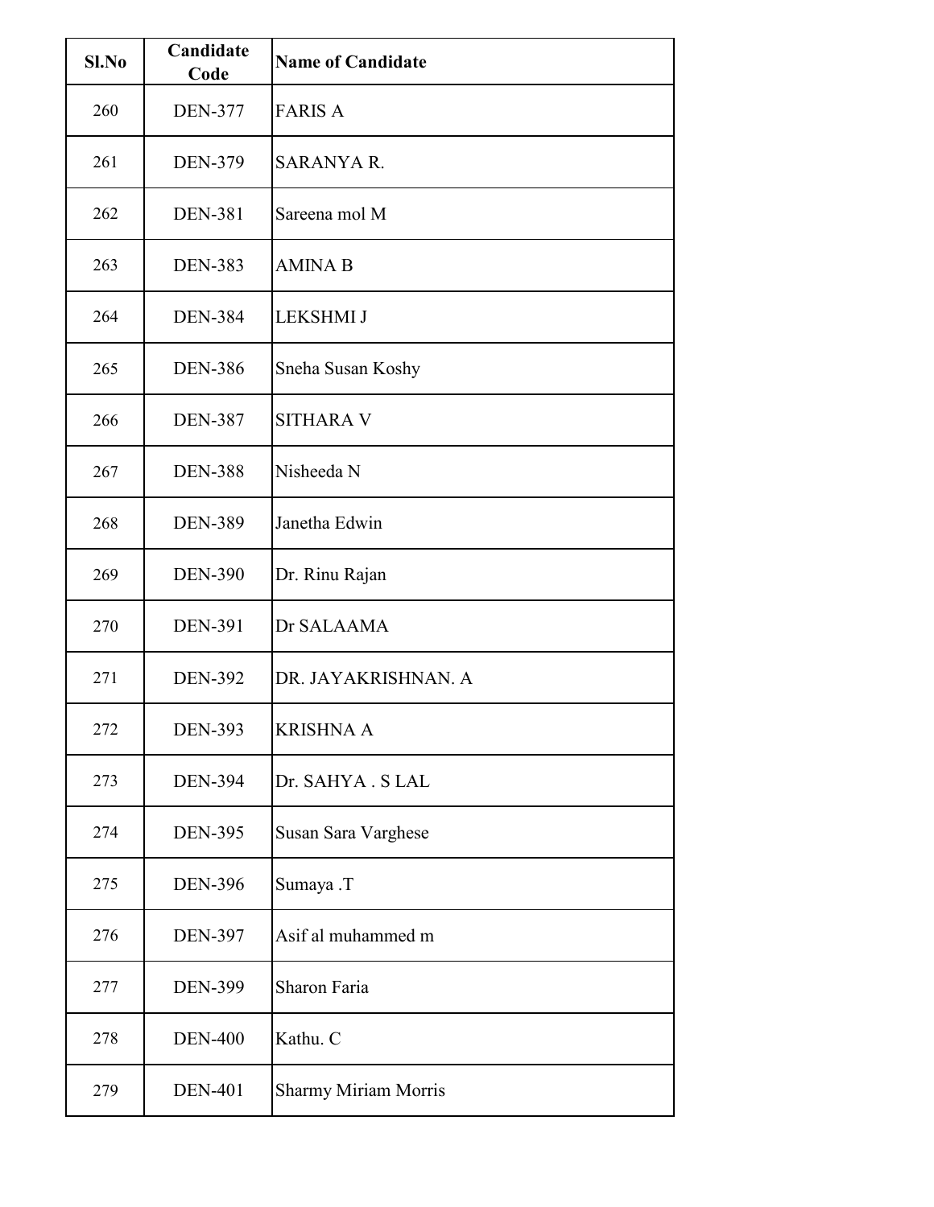| Sl.No | Candidate Code | Name of Candidate |
|---|---|---|
| 260 | DEN-377 | FARIS A |
| 261 | DEN-379 | SARANYA R. |
| 262 | DEN-381 | Sareena mol M |
| 263 | DEN-383 | AMINA B |
| 264 | DEN-384 | LEKSHMI J |
| 265 | DEN-386 | Sneha Susan Koshy |
| 266 | DEN-387 | SITHARA V |
| 267 | DEN-388 | Nisheeda N |
| 268 | DEN-389 | Janetha Edwin |
| 269 | DEN-390 | Dr. Rinu Rajan |
| 270 | DEN-391 | Dr SALAAMA |
| 271 | DEN-392 | DR. JAYAKRISHNAN. A |
| 272 | DEN-393 | KRISHNA A |
| 273 | DEN-394 | Dr. SAHYA . S LAL |
| 274 | DEN-395 | Susan Sara Varghese |
| 275 | DEN-396 | Sumaya .T |
| 276 | DEN-397 | Asif al muhammed m |
| 277 | DEN-399 | Sharon Faria |
| 278 | DEN-400 | Kathu. C |
| 279 | DEN-401 | Sharmy Miriam Morris |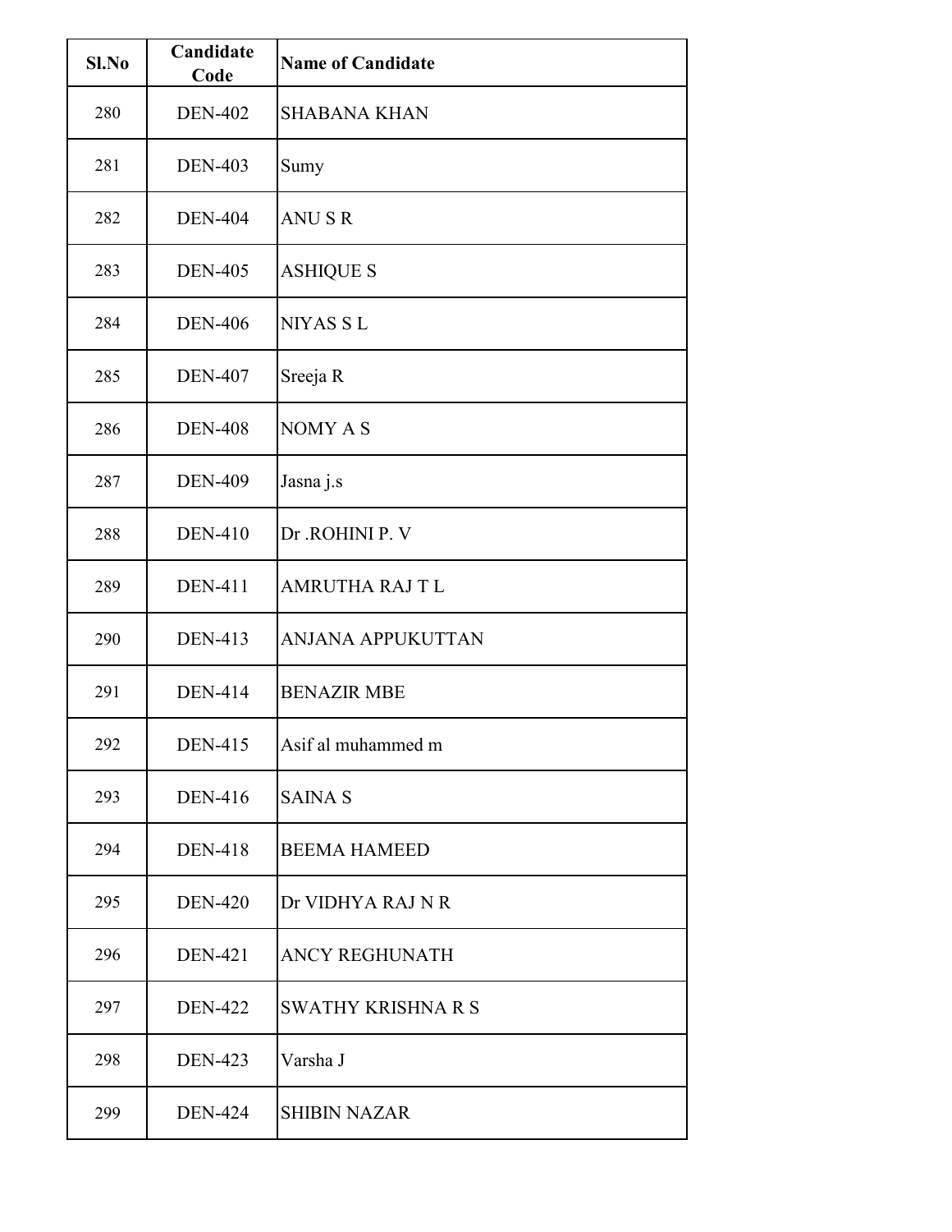| Sl.No | Candidate Code | Name of Candidate |
|---|---|---|
| 280 | DEN-402 | SHABANA KHAN |
| 281 | DEN-403 | Sumy |
| 282 | DEN-404 | ANU S R |
| 283 | DEN-405 | ASHIQUE S |
| 284 | DEN-406 | NIYAS S L |
| 285 | DEN-407 | Sreeja R |
| 286 | DEN-408 | NOMY A S |
| 287 | DEN-409 | Jasna j.s |
| 288 | DEN-410 | Dr .ROHINI P. V |
| 289 | DEN-411 | AMRUTHA RAJ T L |
| 290 | DEN-413 | ANJANA APPUKUTTAN |
| 291 | DEN-414 | BENAZIR MBE |
| 292 | DEN-415 | Asif al muhammed m |
| 293 | DEN-416 | SAINA S |
| 294 | DEN-418 | BEEMA HAMEED |
| 295 | DEN-420 | Dr VIDHYA RAJ N R |
| 296 | DEN-421 | ANCY REGHUNATH |
| 297 | DEN-422 | SWATHY KRISHNA R S |
| 298 | DEN-423 | Varsha J |
| 299 | DEN-424 | SHIBIN NAZAR |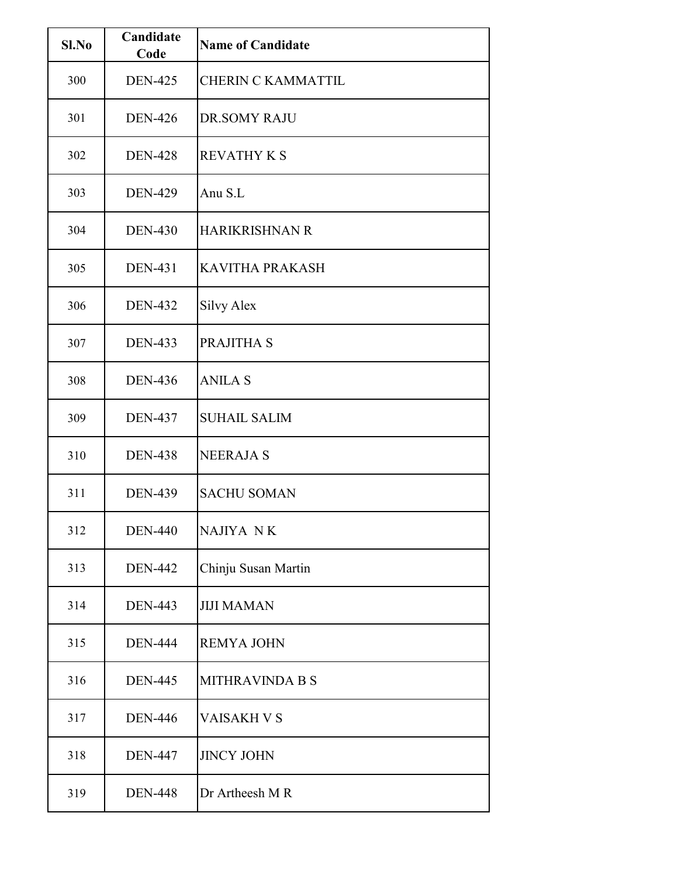| Sl.No | Candidate Code | Name of Candidate |
|---|---|---|
| 300 | DEN-425 | CHERIN C KAMMATTIL |
| 301 | DEN-426 | DR.SOMY RAJU |
| 302 | DEN-428 | REVATHY K S |
| 303 | DEN-429 | Anu S.L |
| 304 | DEN-430 | HARIKRISHNAN R |
| 305 | DEN-431 | KAVITHA PRAKASH |
| 306 | DEN-432 | Silvy Alex |
| 307 | DEN-433 | PRAJITHA S |
| 308 | DEN-436 | ANILA S |
| 309 | DEN-437 | SUHAIL SALIM |
| 310 | DEN-438 | NEERAJA S |
| 311 | DEN-439 | SACHU SOMAN |
| 312 | DEN-440 | NAJIYA N K |
| 313 | DEN-442 | Chinju Susan Martin |
| 314 | DEN-443 | JIJI MAMAN |
| 315 | DEN-444 | REMYA JOHN |
| 316 | DEN-445 | MITHRAVINDA B S |
| 317 | DEN-446 | VAISAKH V S |
| 318 | DEN-447 | JINCY JOHN |
| 319 | DEN-448 | Dr Artheesh M R |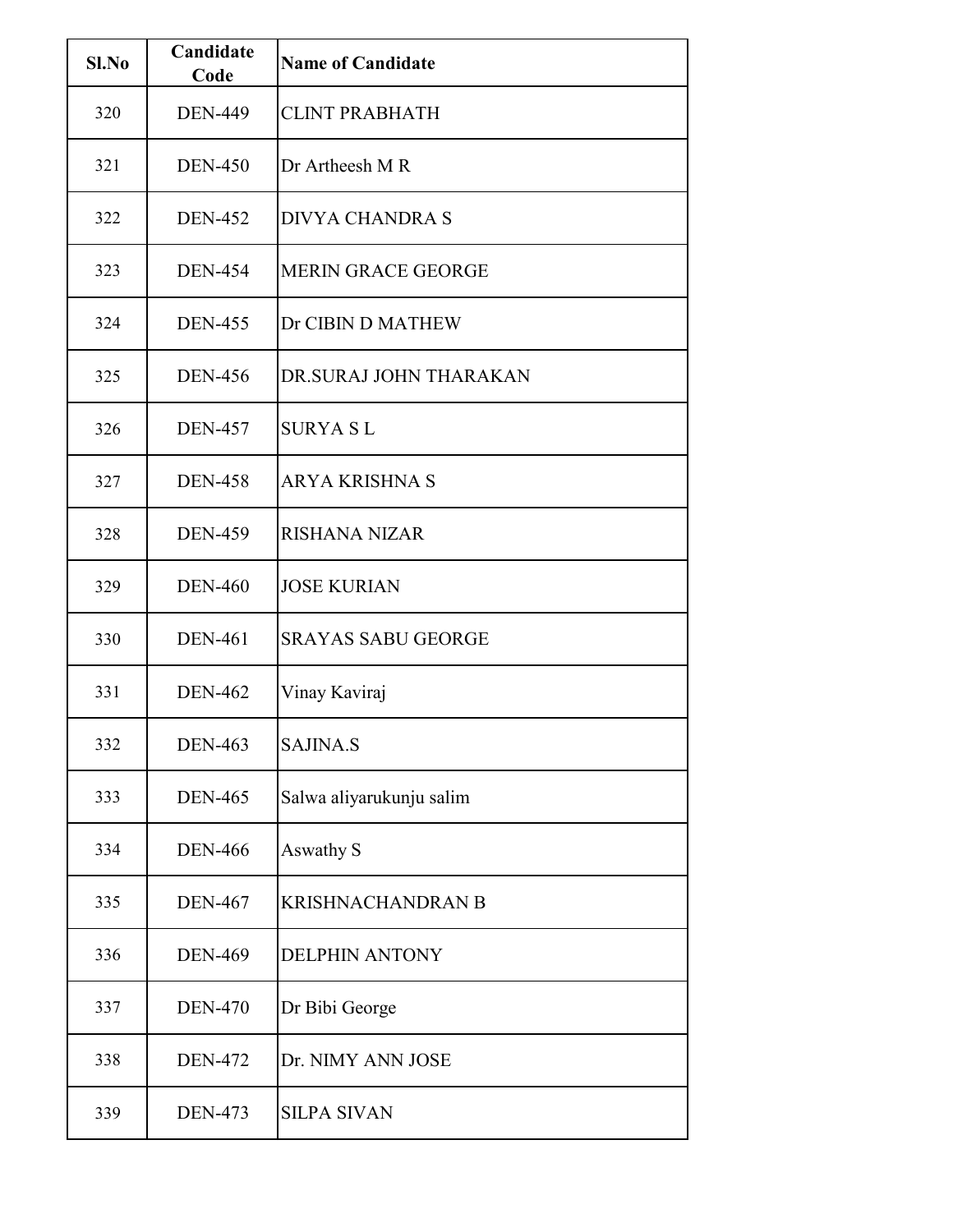| Sl.No | Candidate Code | Name of Candidate |
| --- | --- | --- |
| 320 | DEN-449 | CLINT PRABHATH |
| 321 | DEN-450 | Dr Artheesh M R |
| 322 | DEN-452 | DIVYA CHANDRA S |
| 323 | DEN-454 | MERIN GRACE GEORGE |
| 324 | DEN-455 | Dr CIBIN D MATHEW |
| 325 | DEN-456 | DR.SURAJ JOHN THARAKAN |
| 326 | DEN-457 | SURYA S L |
| 327 | DEN-458 | ARYA KRISHNA S |
| 328 | DEN-459 | RISHANA NIZAR |
| 329 | DEN-460 | JOSE KURIAN |
| 330 | DEN-461 | SRAYAS SABU GEORGE |
| 331 | DEN-462 | Vinay Kaviraj |
| 332 | DEN-463 | SAJINA.S |
| 333 | DEN-465 | Salwa aliyarukunju salim |
| 334 | DEN-466 | Aswathy S |
| 335 | DEN-467 | KRISHNACHANDRAN B |
| 336 | DEN-469 | DELPHIN ANTONY |
| 337 | DEN-470 | Dr Bibi George |
| 338 | DEN-472 | Dr. NIMY ANN JOSE |
| 339 | DEN-473 | SILPA SIVAN |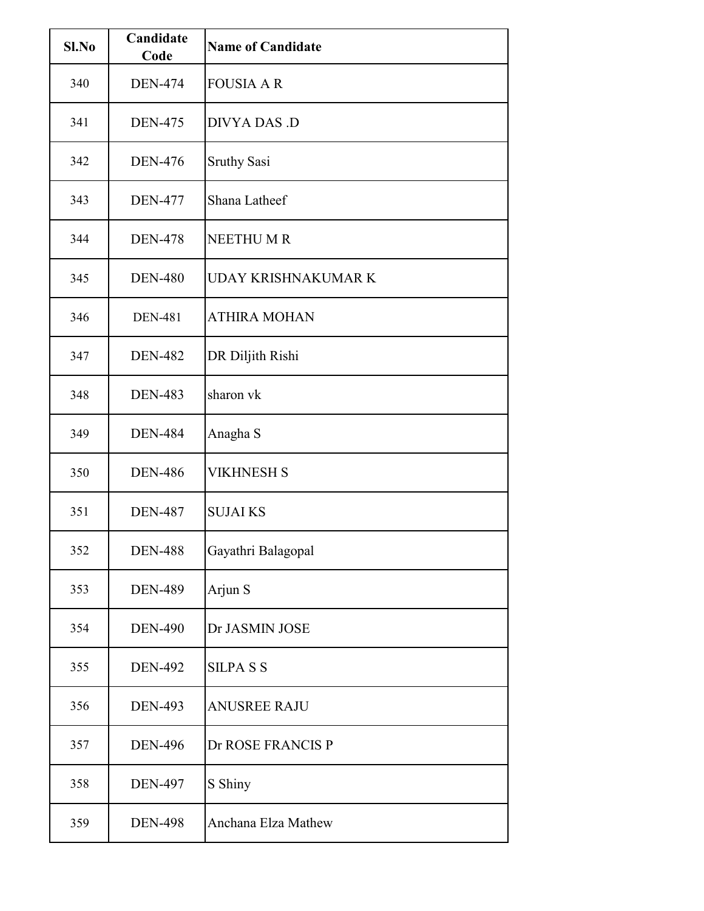| Sl.No | Candidate Code | Name of Candidate |
|---|---|---|
| 340 | DEN-474 | FOUSIA A R |
| 341 | DEN-475 | DIVYA DAS .D |
| 342 | DEN-476 | Sruthy Sasi |
| 343 | DEN-477 | Shana Latheef |
| 344 | DEN-478 | NEETHU M R |
| 345 | DEN-480 | UDAY KRISHNAKUMAR K |
| 346 | DEN-481 | ATHIRA MOHAN |
| 347 | DEN-482 | DR Diljith Rishi |
| 348 | DEN-483 | sharon vk |
| 349 | DEN-484 | Anagha S |
| 350 | DEN-486 | VIKHNESH S |
| 351 | DEN-487 | SUJAI KS |
| 352 | DEN-488 | Gayathri Balagopal |
| 353 | DEN-489 | Arjun S |
| 354 | DEN-490 | Dr JASMIN JOSE |
| 355 | DEN-492 | SILPA S S |
| 356 | DEN-493 | ANUSREE RAJU |
| 357 | DEN-496 | Dr ROSE FRANCIS P |
| 358 | DEN-497 | S Shiny |
| 359 | DEN-498 | Anchana Elza Mathew |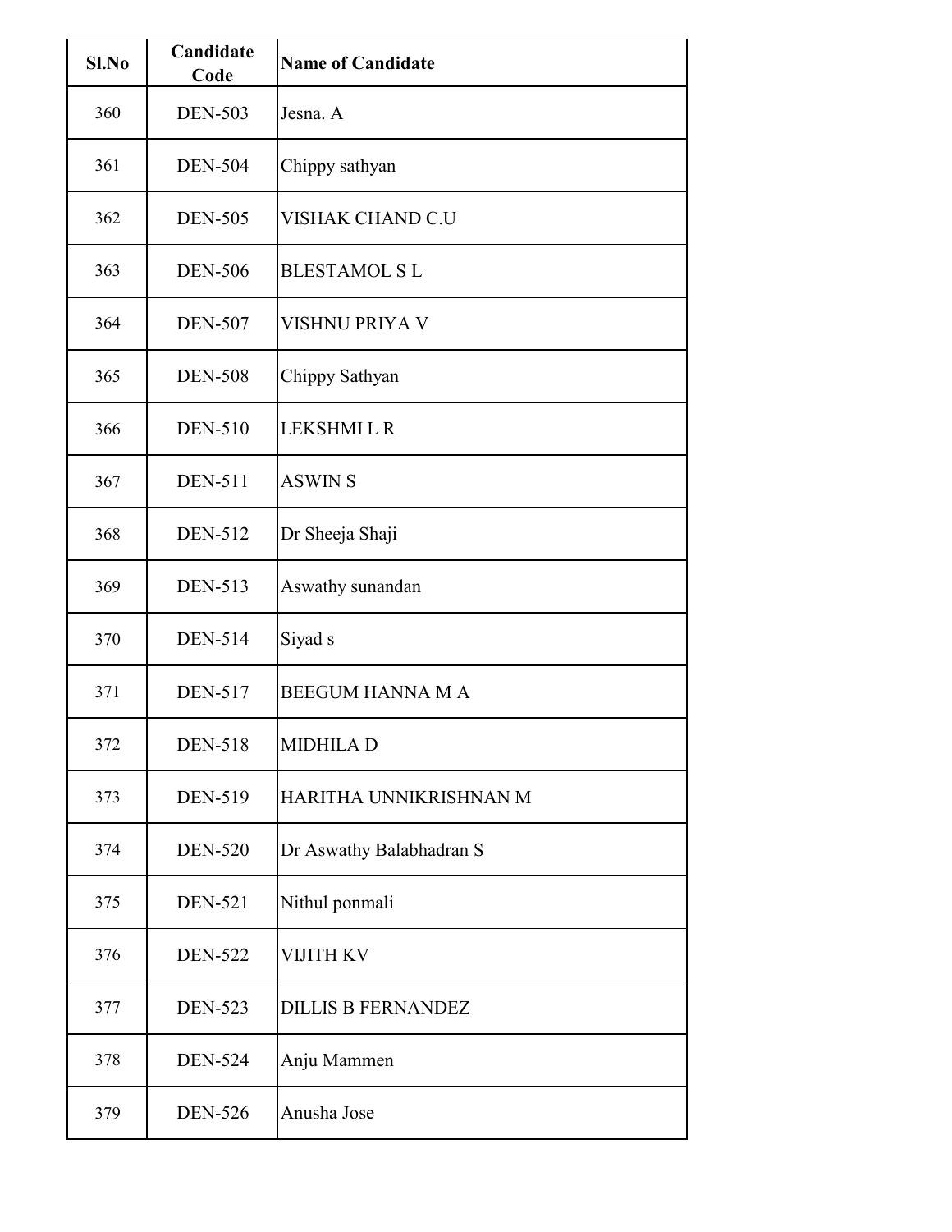| Sl.No | Candidate Code | Name of Candidate |
|---|---|---|
| 360 | DEN-503 | Jesna. A |
| 361 | DEN-504 | Chippy sathyan |
| 362 | DEN-505 | VISHAK CHAND C.U |
| 363 | DEN-506 | BLESTAMOL S L |
| 364 | DEN-507 | VISHNU PRIYA V |
| 365 | DEN-508 | Chippy Sathyan |
| 366 | DEN-510 | LEKSHMI L R |
| 367 | DEN-511 | ASWIN S |
| 368 | DEN-512 | Dr Sheeja Shaji |
| 369 | DEN-513 | Aswathy sunandan |
| 370 | DEN-514 | Siyad s |
| 371 | DEN-517 | BEEGUM HANNA M A |
| 372 | DEN-518 | MIDHILA D |
| 373 | DEN-519 | HARITHA UNNIKRISHNAN M |
| 374 | DEN-520 | Dr Aswathy Balabhadran S |
| 375 | DEN-521 | Nithul ponmali |
| 376 | DEN-522 | VIJITH KV |
| 377 | DEN-523 | DILLIS B FERNANDEZ |
| 378 | DEN-524 | Anju Mammen |
| 379 | DEN-526 | Anusha Jose |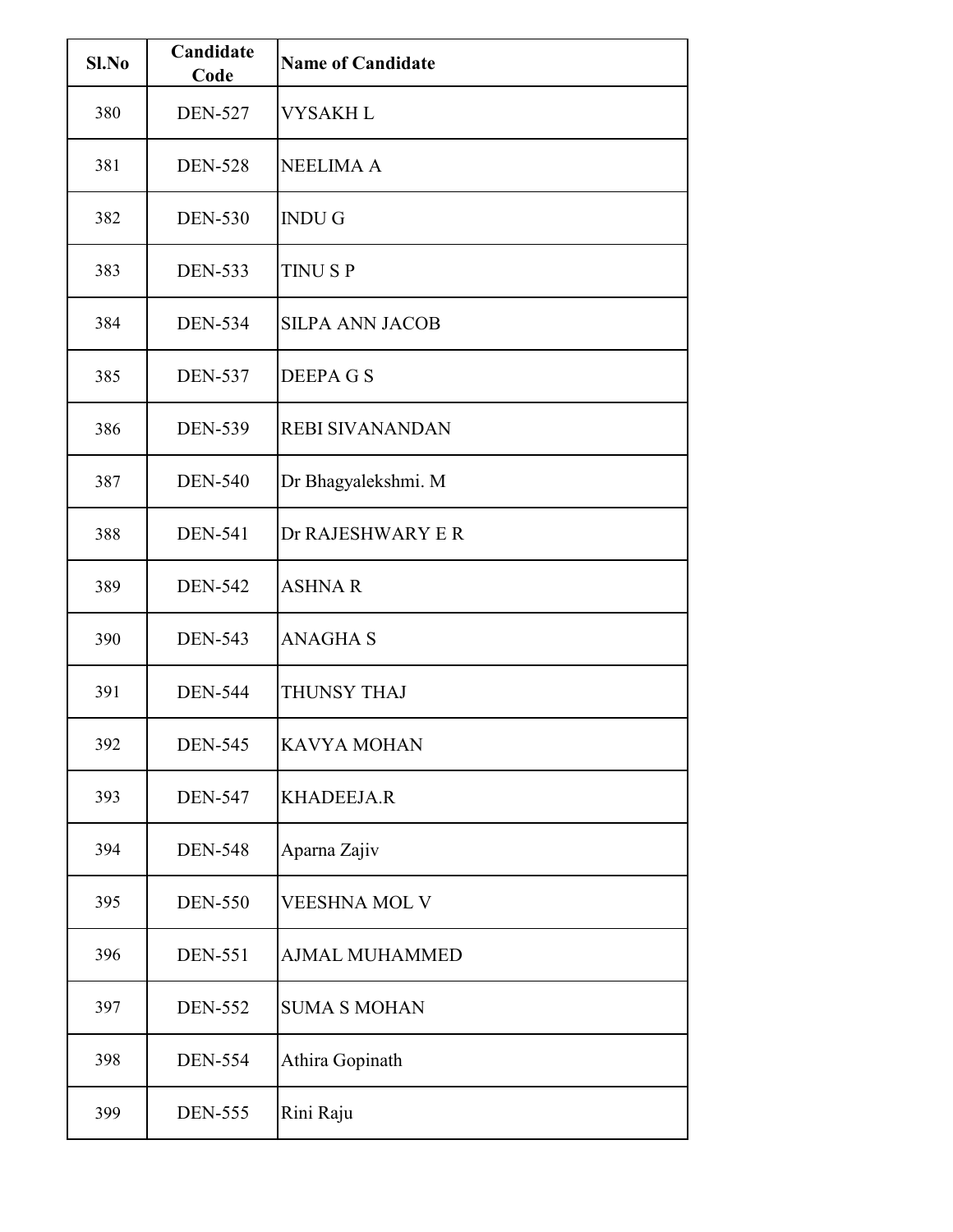| Sl.No | Candidate Code | Name of Candidate |
|---|---|---|
| 380 | DEN-527 | VYSAKH L |
| 381 | DEN-528 | NEELIMA A |
| 382 | DEN-530 | INDU G |
| 383 | DEN-533 | TINU S P |
| 384 | DEN-534 | SILPA ANN JACOB |
| 385 | DEN-537 | DEEPA G S |
| 386 | DEN-539 | REBI SIVANANDAN |
| 387 | DEN-540 | Dr Bhagyalekshmi. M |
| 388 | DEN-541 | Dr RAJESHWARY E R |
| 389 | DEN-542 | ASHNA R |
| 390 | DEN-543 | ANAGHA S |
| 391 | DEN-544 | THUNSY THAJ |
| 392 | DEN-545 | KAVYA MOHAN |
| 393 | DEN-547 | KHADEEJA.R |
| 394 | DEN-548 | Aparna Zajiv |
| 395 | DEN-550 | VEESHNA MOL V |
| 396 | DEN-551 | AJMAL MUHAMMED |
| 397 | DEN-552 | SUMA S MOHAN |
| 398 | DEN-554 | Athira Gopinath |
| 399 | DEN-555 | Rini Raju |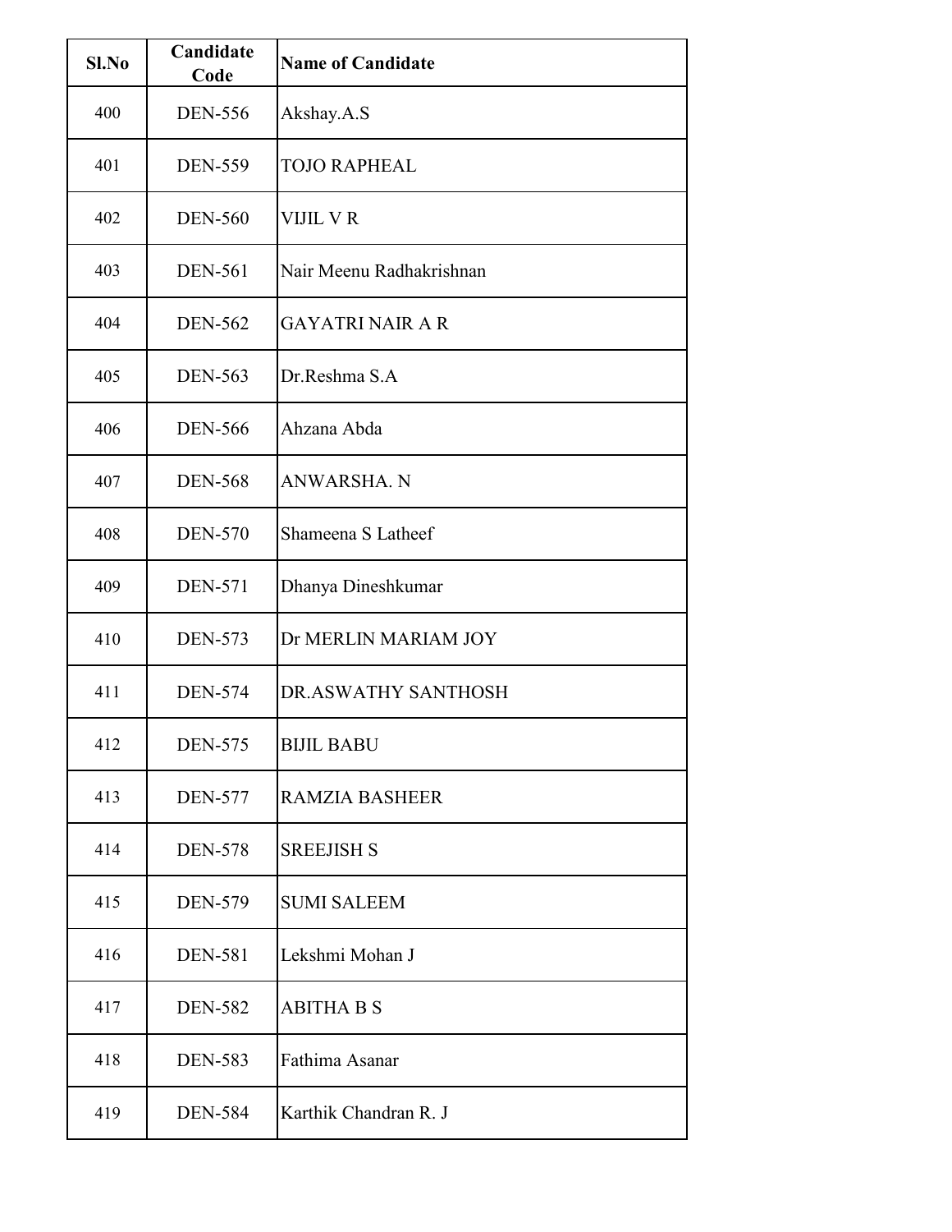| Sl.No | Candidate Code | Name of Candidate |
|---|---|---|
| 400 | DEN-556 | Akshay.A.S |
| 401 | DEN-559 | TOJO RAPHEAL |
| 402 | DEN-560 | VIJIL V R |
| 403 | DEN-561 | Nair Meenu Radhakrishnan |
| 404 | DEN-562 | GAYATRI NAIR A R |
| 405 | DEN-563 | Dr.Reshma S.A |
| 406 | DEN-566 | Ahzana Abda |
| 407 | DEN-568 | ANWARSHA. N |
| 408 | DEN-570 | Shameena S Latheef |
| 409 | DEN-571 | Dhanya Dineshkumar |
| 410 | DEN-573 | Dr MERLIN MARIAM JOY |
| 411 | DEN-574 | DR.ASWATHY SANTHOSH |
| 412 | DEN-575 | BIJIL BABU |
| 413 | DEN-577 | RAMZIA BASHEER |
| 414 | DEN-578 | SREEJISH S |
| 415 | DEN-579 | SUMI SALEEM |
| 416 | DEN-581 | Lekshmi Mohan J |
| 417 | DEN-582 | ABITHA B S |
| 418 | DEN-583 | Fathima Asanar |
| 419 | DEN-584 | Karthik Chandran R. J |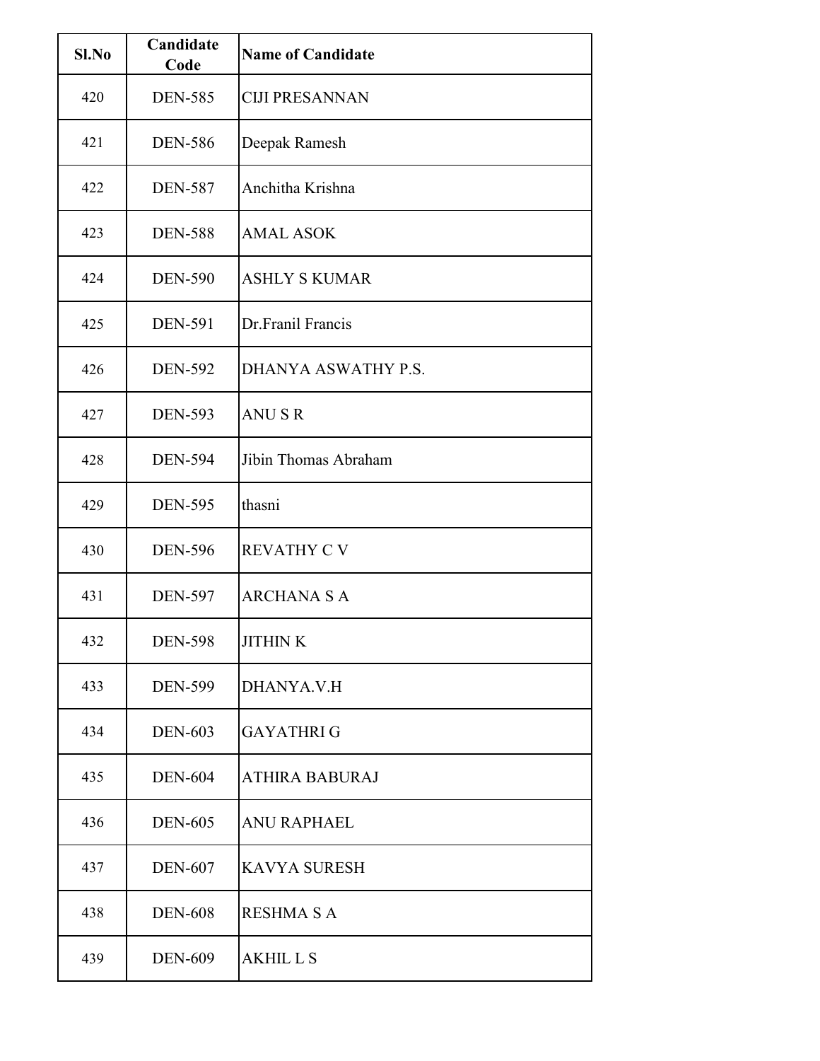| Sl.No | Candidate Code | Name of Candidate |
|---|---|---|
| 420 | DEN-585 | CIJI PRESANNAN |
| 421 | DEN-586 | Deepak Ramesh |
| 422 | DEN-587 | Anchitha Krishna |
| 423 | DEN-588 | AMAL ASOK |
| 424 | DEN-590 | ASHLY S KUMAR |
| 425 | DEN-591 | Dr.Franil Francis |
| 426 | DEN-592 | DHANYA ASWATHY P.S. |
| 427 | DEN-593 | ANU S R |
| 428 | DEN-594 | Jibin Thomas Abraham |
| 429 | DEN-595 | thasni |
| 430 | DEN-596 | REVATHY C V |
| 431 | DEN-597 | ARCHANA S A |
| 432 | DEN-598 | JITHIN K |
| 433 | DEN-599 | DHANYA.V.H |
| 434 | DEN-603 | GAYATHRI G |
| 435 | DEN-604 | ATHIRA BABURAJ |
| 436 | DEN-605 | ANU RAPHAEL |
| 437 | DEN-607 | KAVYA SURESH |
| 438 | DEN-608 | RESHMA S A |
| 439 | DEN-609 | AKHIL L S |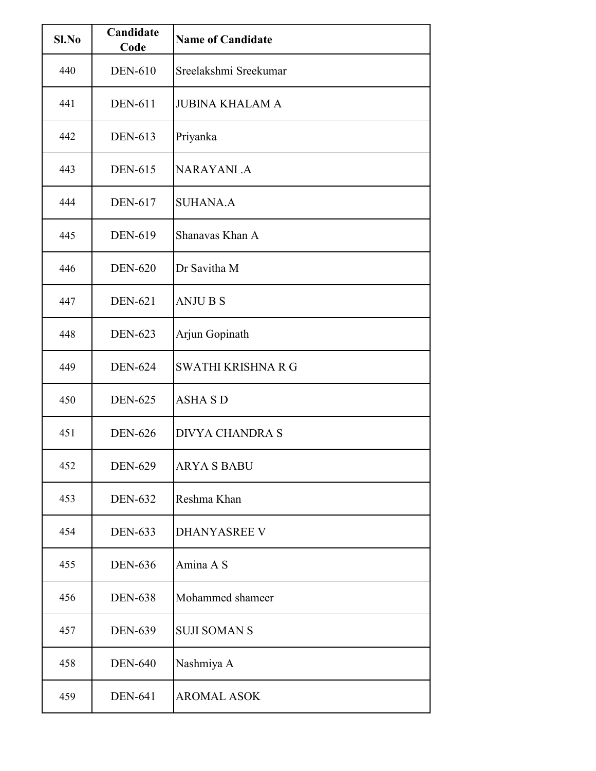| Sl.No | Candidate Code | Name of Candidate |
|---|---|---|
| 440 | DEN-610 | Sreelakshmi Sreekumar |
| 441 | DEN-611 | JUBINA KHALAM A |
| 442 | DEN-613 | Priyanka |
| 443 | DEN-615 | NARAYANI .A |
| 444 | DEN-617 | SUHANA.A |
| 445 | DEN-619 | Shanavas Khan A |
| 446 | DEN-620 | Dr Savitha M |
| 447 | DEN-621 | ANJU B S |
| 448 | DEN-623 | Arjun Gopinath |
| 449 | DEN-624 | SWATHI KRISHNA R G |
| 450 | DEN-625 | ASHA S D |
| 451 | DEN-626 | DIVYA CHANDRA S |
| 452 | DEN-629 | ARYA S BABU |
| 453 | DEN-632 | Reshma Khan |
| 454 | DEN-633 | DHANYASREE V |
| 455 | DEN-636 | Amina A S |
| 456 | DEN-638 | Mohammed shameer |
| 457 | DEN-639 | SUJI SOMAN S |
| 458 | DEN-640 | Nashmiya A |
| 459 | DEN-641 | AROMAL ASOK |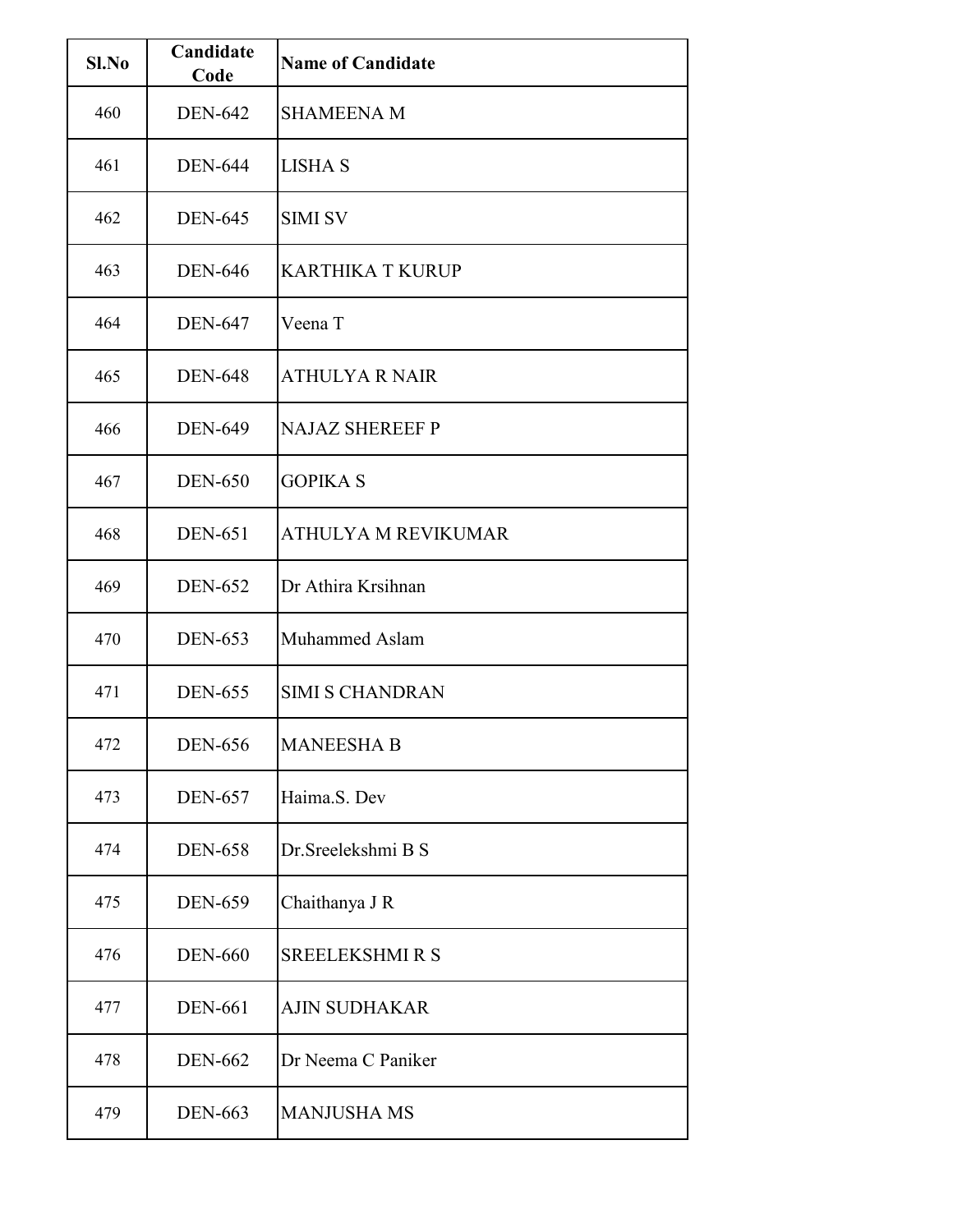| Sl.No | Candidate Code | Name of Candidate |
|---|---|---|
| 460 | DEN-642 | SHAMEENA M |
| 461 | DEN-644 | LISHA S |
| 462 | DEN-645 | SIMI SV |
| 463 | DEN-646 | KARTHIKA T KURUP |
| 464 | DEN-647 | Veena T |
| 465 | DEN-648 | ATHULYA R NAIR |
| 466 | DEN-649 | NAJAZ SHEREEF P |
| 467 | DEN-650 | GOPIKA S |
| 468 | DEN-651 | ATHULYA M REVIKUMAR |
| 469 | DEN-652 | Dr Athira Krsihnan |
| 470 | DEN-653 | Muhammed Aslam |
| 471 | DEN-655 | SIMI S CHANDRAN |
| 472 | DEN-656 | MANEESHA B |
| 473 | DEN-657 | Haima.S. Dev |
| 474 | DEN-658 | Dr.Sreelekshmi B S |
| 475 | DEN-659 | Chaithanya J R |
| 476 | DEN-660 | SREELEKSHMI R S |
| 477 | DEN-661 | AJIN SUDHAKAR |
| 478 | DEN-662 | Dr Neema C Paniker |
| 479 | DEN-663 | MANJUSHA MS |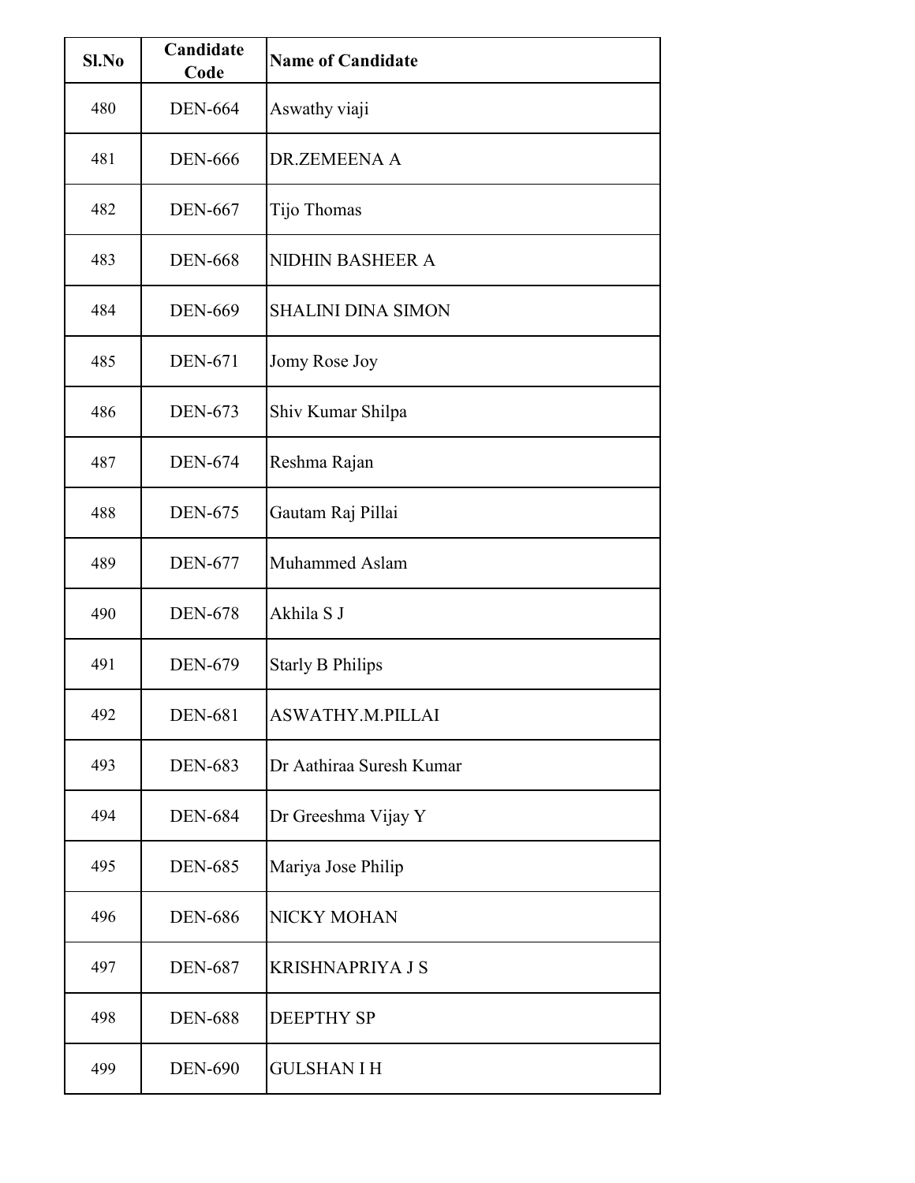| Sl.No | Candidate Code | Name of Candidate |
|---|---|---|
| 480 | DEN-664 | Aswathy viaji |
| 481 | DEN-666 | DR.ZEMEENA A |
| 482 | DEN-667 | Tijo Thomas |
| 483 | DEN-668 | NIDHIN BASHEER A |
| 484 | DEN-669 | SHALINI DINA SIMON |
| 485 | DEN-671 | Jomy Rose Joy |
| 486 | DEN-673 | Shiv Kumar Shilpa |
| 487 | DEN-674 | Reshma Rajan |
| 488 | DEN-675 | Gautam Raj Pillai |
| 489 | DEN-677 | Muhammed Aslam |
| 490 | DEN-678 | Akhila S J |
| 491 | DEN-679 | Starly B Philips |
| 492 | DEN-681 | ASWATHY.M.PILLAI |
| 493 | DEN-683 | Dr Aathiraa Suresh Kumar |
| 494 | DEN-684 | Dr Greeshma Vijay Y |
| 495 | DEN-685 | Mariya Jose Philip |
| 496 | DEN-686 | NICKY MOHAN |
| 497 | DEN-687 | KRISHNAPRIYA J S |
| 498 | DEN-688 | DEEPTHY SP |
| 499 | DEN-690 | GULSHAN I H |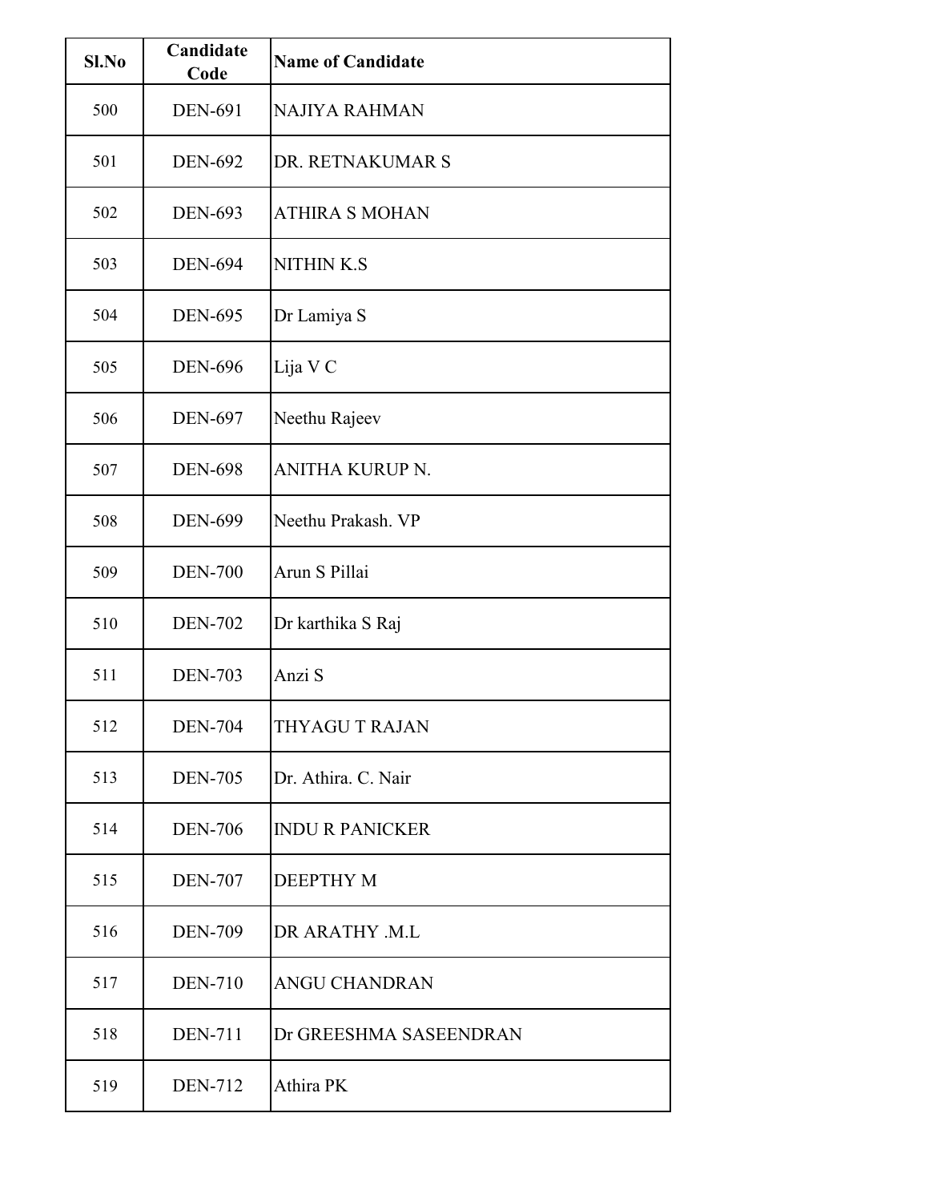| Sl.No | Candidate Code | Name of Candidate |
|---|---|---|
| 500 | DEN-691 | NAJIYA RAHMAN |
| 501 | DEN-692 | DR. RETNAKUMAR S |
| 502 | DEN-693 | ATHIRA S MOHAN |
| 503 | DEN-694 | NITHIN K.S |
| 504 | DEN-695 | Dr Lamiya S |
| 505 | DEN-696 | Lija V C |
| 506 | DEN-697 | Neethu Rajeev |
| 507 | DEN-698 | ANITHA KURUP N. |
| 508 | DEN-699 | Neethu Prakash. VP |
| 509 | DEN-700 | Arun S Pillai |
| 510 | DEN-702 | Dr karthika S Raj |
| 511 | DEN-703 | Anzi S |
| 512 | DEN-704 | THYAGU T RAJAN |
| 513 | DEN-705 | Dr. Athira. C. Nair |
| 514 | DEN-706 | INDU R PANICKER |
| 515 | DEN-707 | DEEPTHY M |
| 516 | DEN-709 | DR ARATHY .M.L |
| 517 | DEN-710 | ANGU CHANDRAN |
| 518 | DEN-711 | Dr GREESHMA SASEENDRAN |
| 519 | DEN-712 | Athira PK |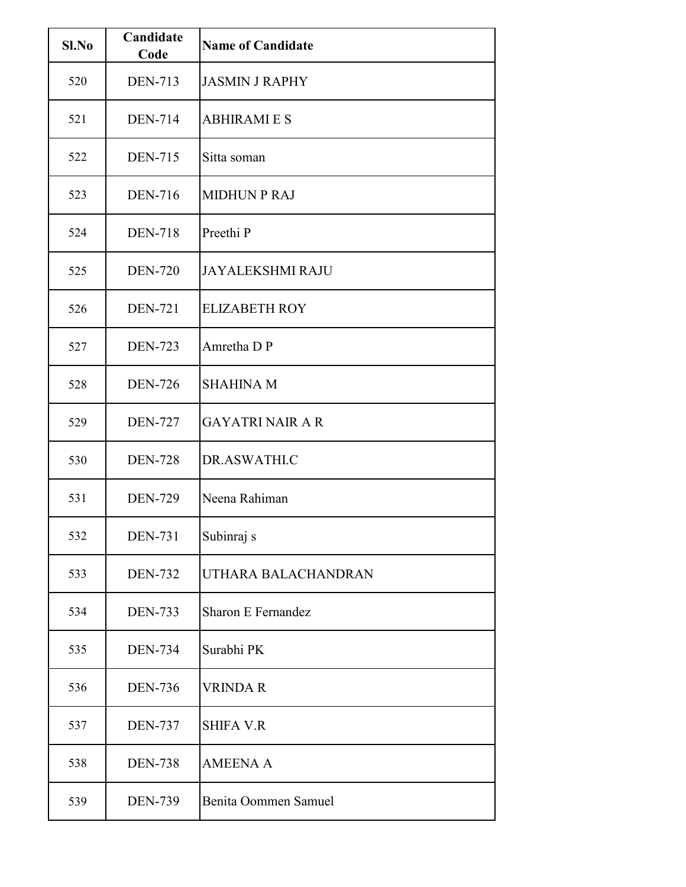| Sl.No | Candidate Code | Name of Candidate |
|---|---|---|
| 520 | DEN-713 | JASMIN J RAPHY |
| 521 | DEN-714 | ABHIRAMI E S |
| 522 | DEN-715 | Sitta soman |
| 523 | DEN-716 | MIDHUN P RAJ |
| 524 | DEN-718 | Preethi P |
| 525 | DEN-720 | JAYALEKSHMI RAJU |
| 526 | DEN-721 | ELIZABETH ROY |
| 527 | DEN-723 | Amretha D P |
| 528 | DEN-726 | SHAHINA M |
| 529 | DEN-727 | GAYATRI NAIR A R |
| 530 | DEN-728 | DR.ASWATHI.C |
| 531 | DEN-729 | Neena Rahiman |
| 532 | DEN-731 | Subinraj s |
| 533 | DEN-732 | UTHARA BALACHANDRAN |
| 534 | DEN-733 | Sharon E Fernandez |
| 535 | DEN-734 | Surabhi PK |
| 536 | DEN-736 | VRINDA R |
| 537 | DEN-737 | SHIFA V.R |
| 538 | DEN-738 | AMEENA A |
| 539 | DEN-739 | Benita Oommen Samuel |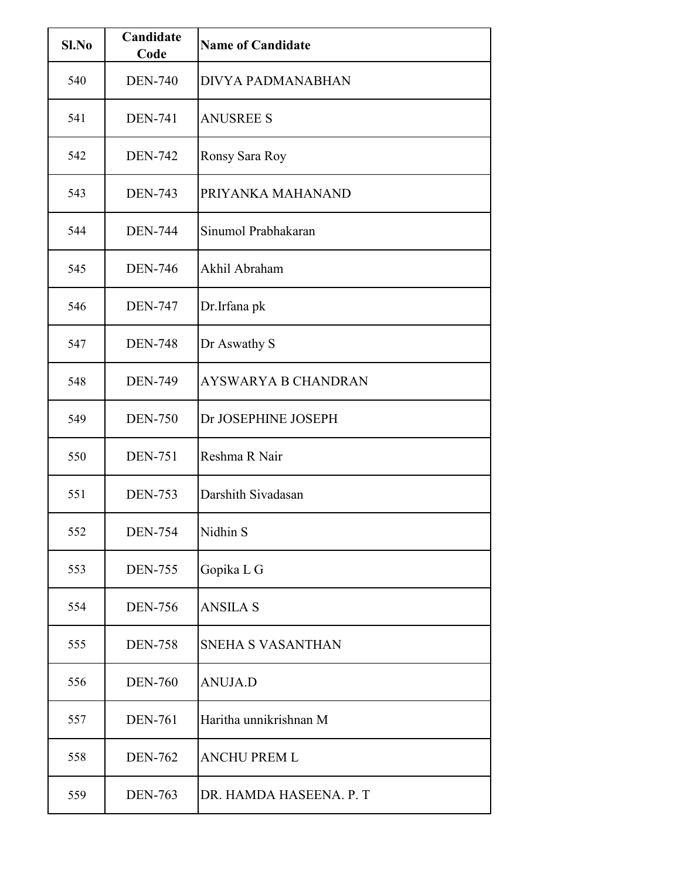| Sl.No | Candidate Code | Name of Candidate |
|---|---|---|
| 540 | DEN-740 | DIVYA PADMANABHAN |
| 541 | DEN-741 | ANUSREE S |
| 542 | DEN-742 | Ronsy Sara Roy |
| 543 | DEN-743 | PRIYANKA MAHANAND |
| 544 | DEN-744 | Sinumol Prabhakaran |
| 545 | DEN-746 | Akhil Abraham |
| 546 | DEN-747 | Dr.Irfana pk |
| 547 | DEN-748 | Dr Aswathy S |
| 548 | DEN-749 | AYSWARYA B CHANDRAN |
| 549 | DEN-750 | Dr JOSEPHINE JOSEPH |
| 550 | DEN-751 | Reshma R Nair |
| 551 | DEN-753 | Darshith Sivadasan |
| 552 | DEN-754 | Nidhin S |
| 553 | DEN-755 | Gopika L G |
| 554 | DEN-756 | ANSILA S |
| 555 | DEN-758 | SNEHA S VASANTHAN |
| 556 | DEN-760 | ANUJA.D |
| 557 | DEN-761 | Haritha unnikrishnan M |
| 558 | DEN-762 | ANCHU PREM L |
| 559 | DEN-763 | DR. HAMDA HASEENA. P. T |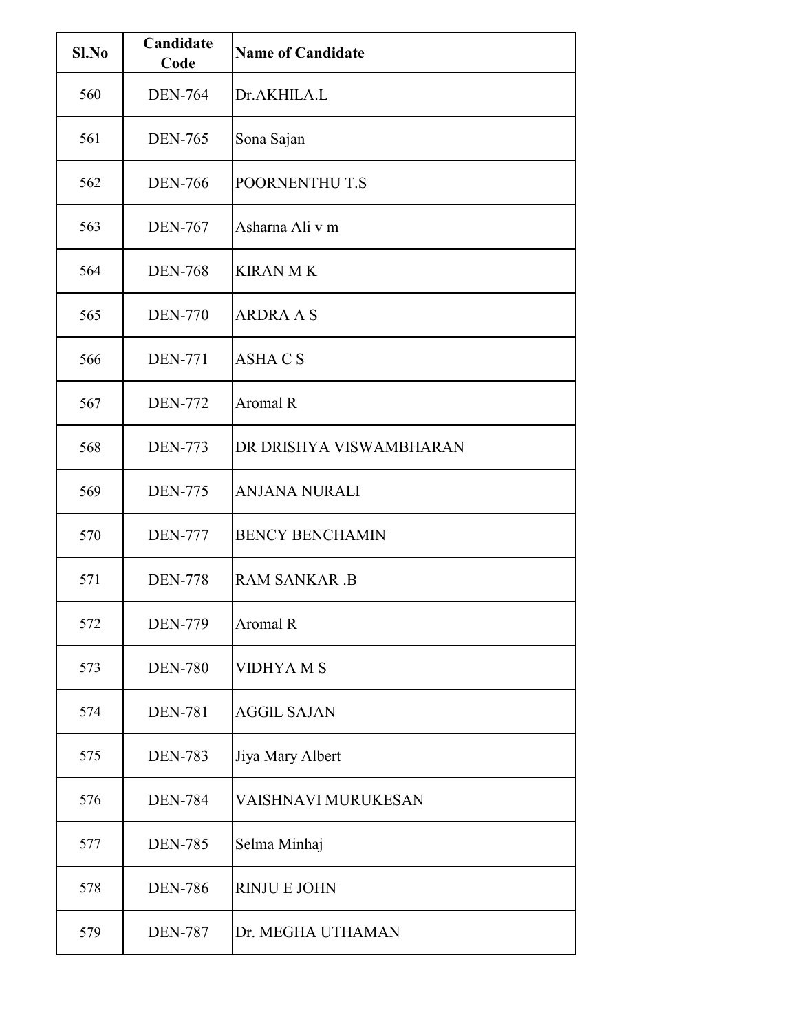| Sl.No | Candidate Code | Name of Candidate |
|---|---|---|
| 560 | DEN-764 | Dr.AKHILA.L |
| 561 | DEN-765 | Sona Sajan |
| 562 | DEN-766 | POORNENTHU T.S |
| 563 | DEN-767 | Asharna Ali v m |
| 564 | DEN-768 | KIRAN M K |
| 565 | DEN-770 | ARDRA A S |
| 566 | DEN-771 | ASHA C S |
| 567 | DEN-772 | Aromal R |
| 568 | DEN-773 | DR DRISHYA VISWAMBHARAN |
| 569 | DEN-775 | ANJANA NURALI |
| 570 | DEN-777 | BENCY BENCHAMIN |
| 571 | DEN-778 | RAM SANKAR .B |
| 572 | DEN-779 | Aromal R |
| 573 | DEN-780 | VIDHYA M S |
| 574 | DEN-781 | AGGIL SAJAN |
| 575 | DEN-783 | Jiya Mary Albert |
| 576 | DEN-784 | VAISHNAVI MURUKESAN |
| 577 | DEN-785 | Selma Minhaj |
| 578 | DEN-786 | RINJU E JOHN |
| 579 | DEN-787 | Dr. MEGHA UTHAMAN |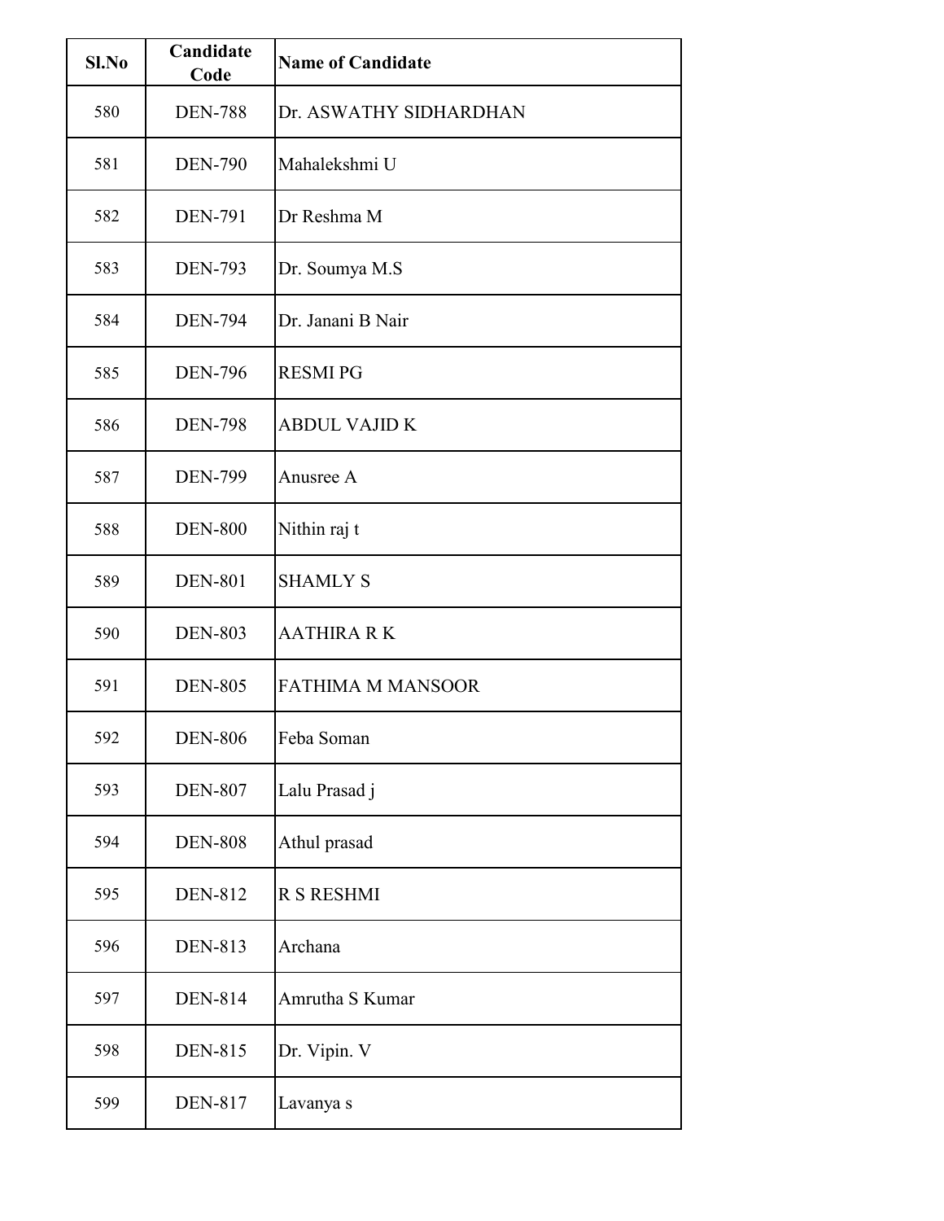| Sl.No | Candidate Code | Name of Candidate |
|---|---|---|
| 580 | DEN-788 | Dr. ASWATHY SIDHARDHAN |
| 581 | DEN-790 | Mahalekshmi U |
| 582 | DEN-791 | Dr Reshma M |
| 583 | DEN-793 | Dr. Soumya M.S |
| 584 | DEN-794 | Dr. Janani B Nair |
| 585 | DEN-796 | RESMI PG |
| 586 | DEN-798 | ABDUL VAJID K |
| 587 | DEN-799 | Anusree A |
| 588 | DEN-800 | Nithin raj t |
| 589 | DEN-801 | SHAMLY S |
| 590 | DEN-803 | AATHIRA R K |
| 591 | DEN-805 | FATHIMA M MANSOOR |
| 592 | DEN-806 | Feba Soman |
| 593 | DEN-807 | Lalu Prasad j |
| 594 | DEN-808 | Athul prasad |
| 595 | DEN-812 | R S RESHMI |
| 596 | DEN-813 | Archana |
| 597 | DEN-814 | Amrutha S Kumar |
| 598 | DEN-815 | Dr. Vipin. V |
| 599 | DEN-817 | Lavanya s |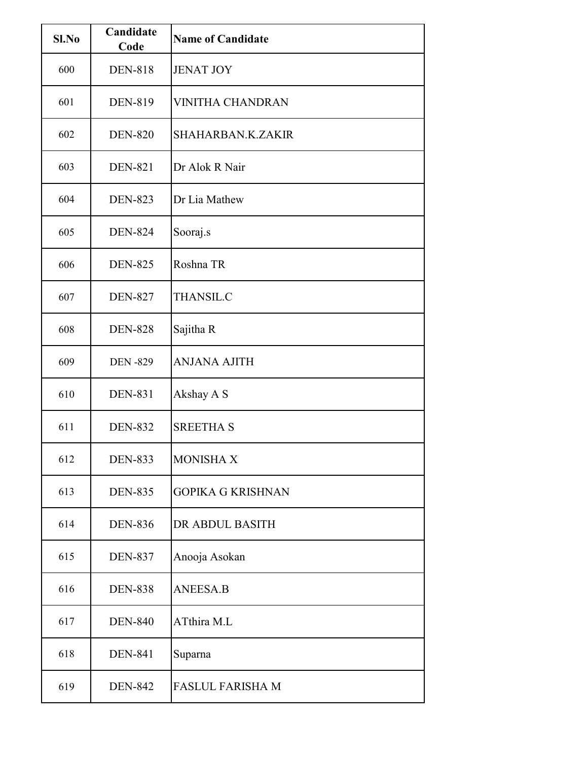| Sl.No | Candidate Code | Name of Candidate |
|---|---|---|
| 600 | DEN-818 | JENAT JOY |
| 601 | DEN-819 | VINITHA CHANDRAN |
| 602 | DEN-820 | SHAHARBAN.K.ZAKIR |
| 603 | DEN-821 | Dr Alok R Nair |
| 604 | DEN-823 | Dr Lia Mathew |
| 605 | DEN-824 | Sooraj.s |
| 606 | DEN-825 | Roshna TR |
| 607 | DEN-827 | THANSIL.C |
| 608 | DEN-828 | Sajitha R |
| 609 | DEN -829 | ANJANA AJITH |
| 610 | DEN-831 | Akshay A S |
| 611 | DEN-832 | SREETHA S |
| 612 | DEN-833 | MONISHA X |
| 613 | DEN-835 | GOPIKA G KRISHNAN |
| 614 | DEN-836 | DR ABDUL BASITH |
| 615 | DEN-837 | Anooja Asokan |
| 616 | DEN-838 | ANEESA.B |
| 617 | DEN-840 | ATthira M.L |
| 618 | DEN-841 | Suparna |
| 619 | DEN-842 | FASLUL FARISHA M |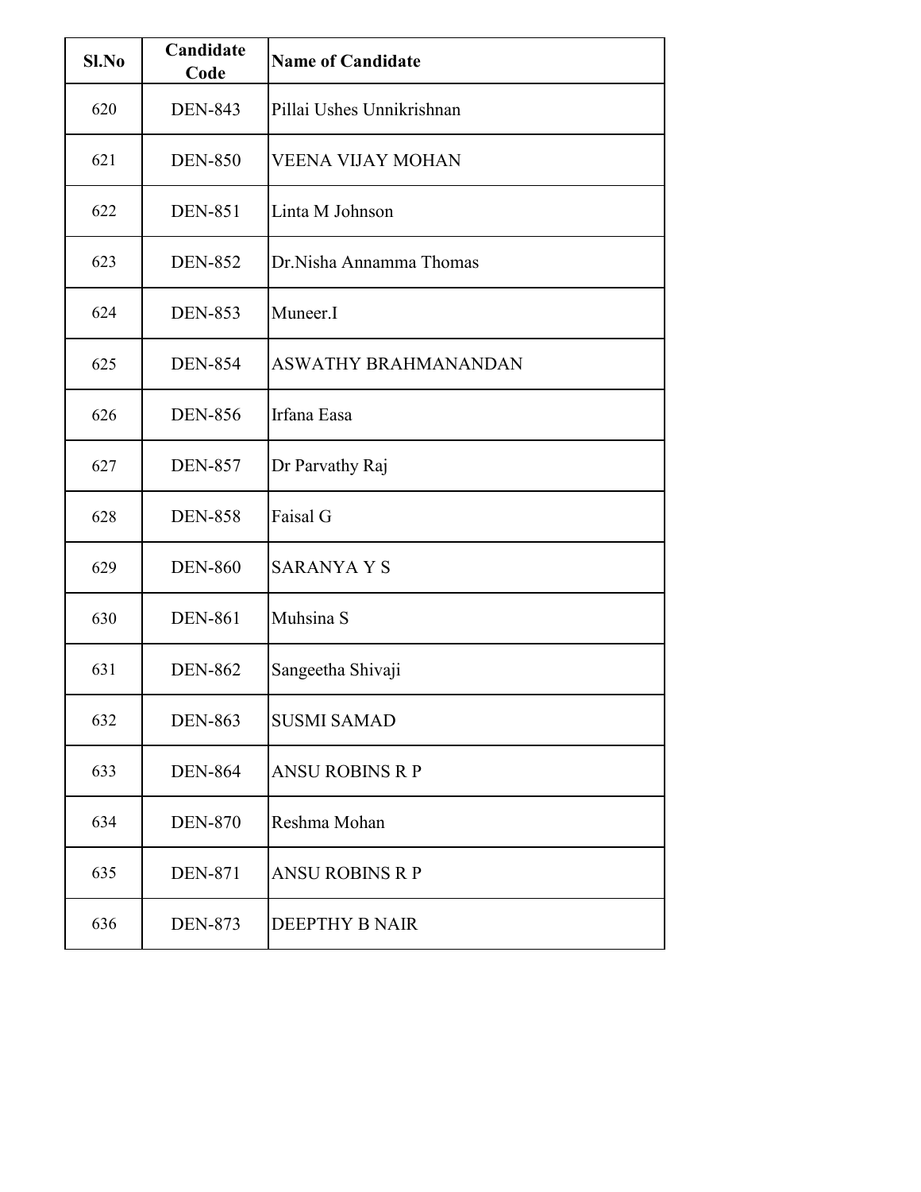| Sl.No | Candidate Code | Name of Candidate |
|---|---|---|
| 620 | DEN-843 | Pillai Ushes Unnikrishnan |
| 621 | DEN-850 | VEENA VIJAY MOHAN |
| 622 | DEN-851 | Linta M Johnson |
| 623 | DEN-852 | Dr.Nisha Annamma Thomas |
| 624 | DEN-853 | Muneer.I |
| 625 | DEN-854 | ASWATHY BRAHMANANDAN |
| 626 | DEN-856 | Irfana Easa |
| 627 | DEN-857 | Dr Parvathy Raj |
| 628 | DEN-858 | Faisal G |
| 629 | DEN-860 | SARANYA Y S |
| 630 | DEN-861 | Muhsina S |
| 631 | DEN-862 | Sangeetha Shivaji |
| 632 | DEN-863 | SUSMI SAMAD |
| 633 | DEN-864 | ANSU ROBINS R P |
| 634 | DEN-870 | Reshma Mohan |
| 635 | DEN-871 | ANSU ROBINS R P |
| 636 | DEN-873 | DEEPTHY B NAIR |